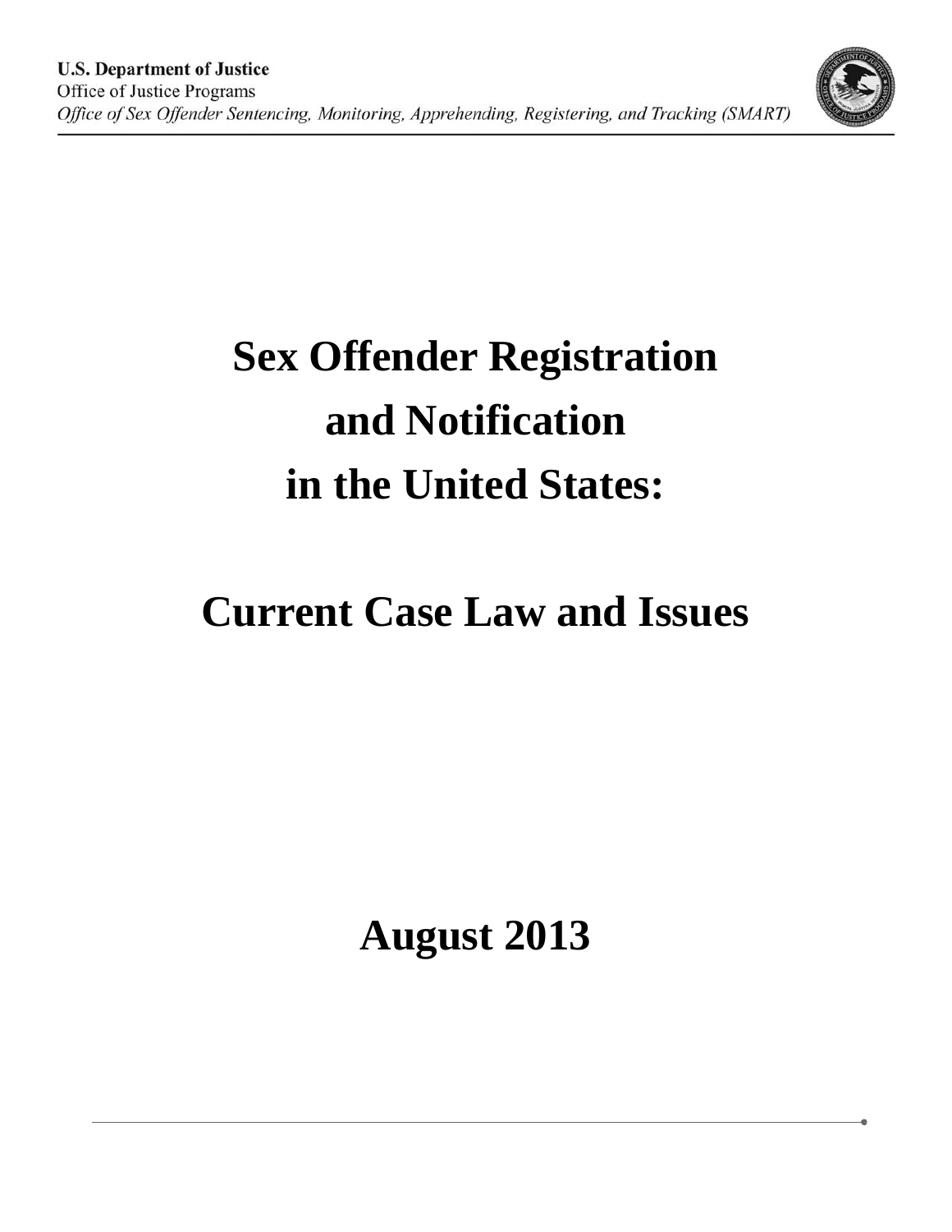**U.S. Department of Justice**
Office of Justice Programs
*Office of Sex Offender Sentencing, Monitoring, Apprehending, Registering, and Tracking (SMART)*

# Sex Offender Registration and Notification in the United States:

# Current Case Law and Issues

# August 2013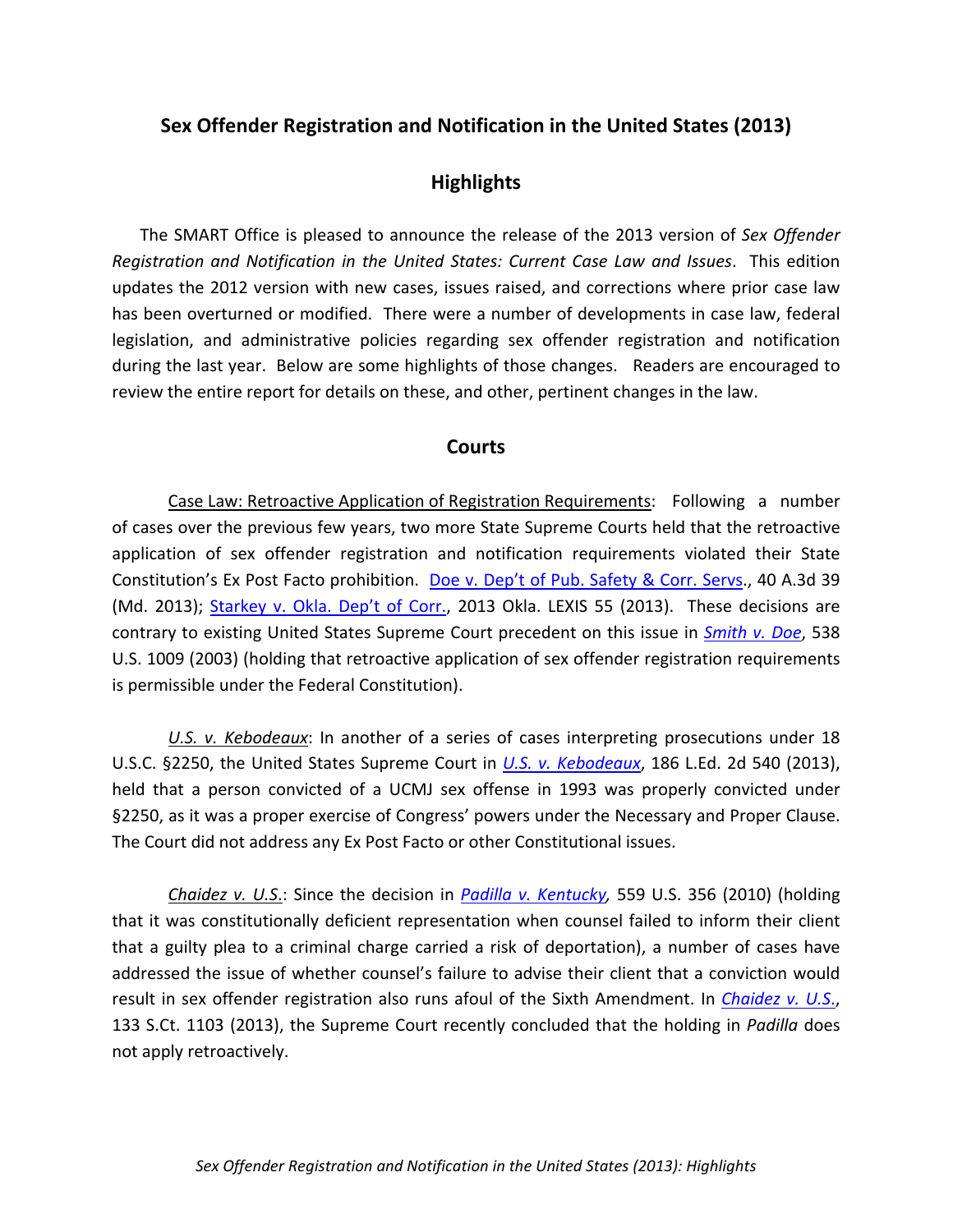## Sex Offender Registration and Notification in the United States (2013)

## Highlights

The SMART Office is pleased to announce the release of the 2013 version of *Sex Offender Registration and Notification in the United States: Current Case Law and Issues*. This edition updates the 2012 version with new cases, issues raised, and corrections where prior case law has been overturned or modified. There were a number of developments in case law, federal legislation, and administrative policies regarding sex offender registration and notification during the last year. Below are some highlights of those changes. Readers are encouraged to review the entire report for details on these, and other, pertinent changes in the law.

## Courts

Case Law: Retroactive Application of Registration Requirements: Following a number of cases over the previous few years, two more State Supreme Courts held that the retroactive application of sex offender registration and notification requirements violated their State Constitution's Ex Post Facto prohibition. Doe v. Dep't of Pub. Safety & Corr. Servs., 40 A.3d 39 (Md. 2013); Starkey v. Okla. Dep't of Corr., 2013 Okla. LEXIS 55 (2013). These decisions are contrary to existing United States Supreme Court precedent on this issue in *Smith v. Doe*, 538 U.S. 1009 (2003) (holding that retroactive application of sex offender registration requirements is permissible under the Federal Constitution).

*U.S. v. Kebodeaux*: In another of a series of cases interpreting prosecutions under 18 U.S.C. §2250, the United States Supreme Court in *U.S. v. Kebodeaux*, 186 L.Ed. 2d 540 (2013), held that a person convicted of a UCMJ sex offense in 1993 was properly convicted under §2250, as it was a proper exercise of Congress' powers under the Necessary and Proper Clause. The Court did not address any Ex Post Facto or other Constitutional issues.

*Chaidez v. U.S.*: Since the decision in *Padilla v. Kentucky,* 559 U.S. 356 (2010) (holding that it was constitutionally deficient representation when counsel failed to inform their client that a guilty plea to a criminal charge carried a risk of deportation), a number of cases have addressed the issue of whether counsel's failure to advise their client that a conviction would result in sex offender registration also runs afoul of the Sixth Amendment. In *Chaidez v. U.S.*, 133 S.Ct. 1103 (2013), the Supreme Court recently concluded that the holding in *Padilla* does not apply retroactively.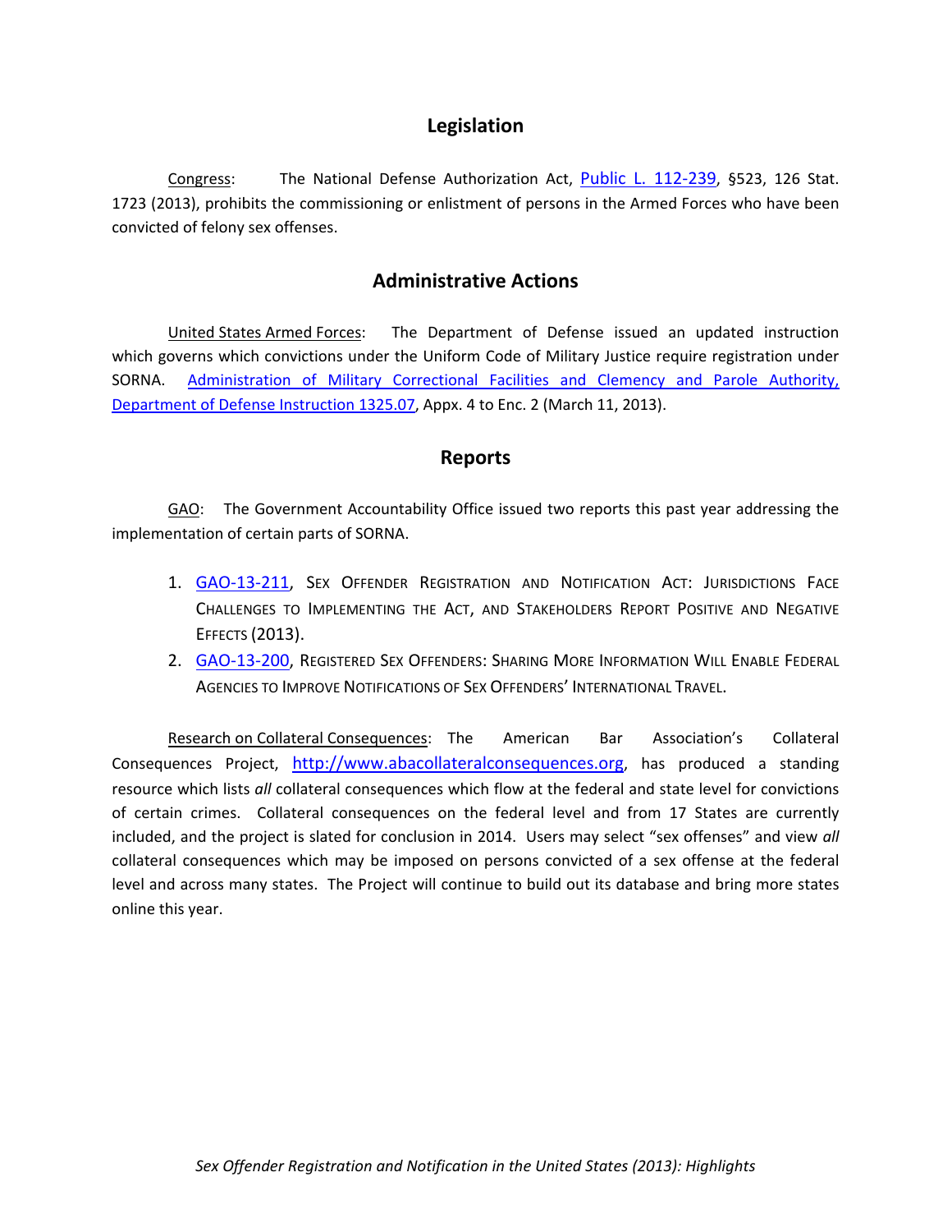## Legislation

Congress: The National Defense Authorization Act, [Public L. 112-239](), §523, 126 Stat. 1723 (2013), prohibits the commissioning or enlistment of persons in the Armed Forces who have been convicted of felony sex offenses.

## Administrative Actions

United States Armed Forces: The Department of Defense issued an updated instruction which governs which convictions under the Uniform Code of Military Justice require registration under SORNA. [Administration of Military Correctional Facilities and Clemency and Parole Authority, Department of Defense Instruction 1325.07](), Appx. 4 to Enc. 2 (March 11, 2013).

## Reports

GAO: The Government Accountability Office issued two reports this past year addressing the implementation of certain parts of SORNA.

1. [GAO-13-211](), SEX OFFENDER REGISTRATION AND NOTIFICATION ACT: JURISDICTIONS FACE CHALLENGES TO IMPLEMENTING THE ACT, AND STAKEHOLDERS REPORT POSITIVE AND NEGATIVE EFFECTS (2013).
2. [GAO-13-200](), REGISTERED SEX OFFENDERS: SHARING MORE INFORMATION WILL ENABLE FEDERAL AGENCIES TO IMPROVE NOTIFICATIONS OF SEX OFFENDERS' INTERNATIONAL TRAVEL.

Research on Collateral Consequences: The American Bar Association's Collateral Consequences Project, http://www.abacollateralconsequences.org, has produced a standing resource which lists *all* collateral consequences which flow at the federal and state level for convictions of certain crimes. Collateral consequences on the federal level and from 17 States are currently included, and the project is slated for conclusion in 2014. Users may select "sex offenses" and view *all* collateral consequences which may be imposed on persons convicted of a sex offense at the federal level and across many states. The Project will continue to build out its database and bring more states online this year.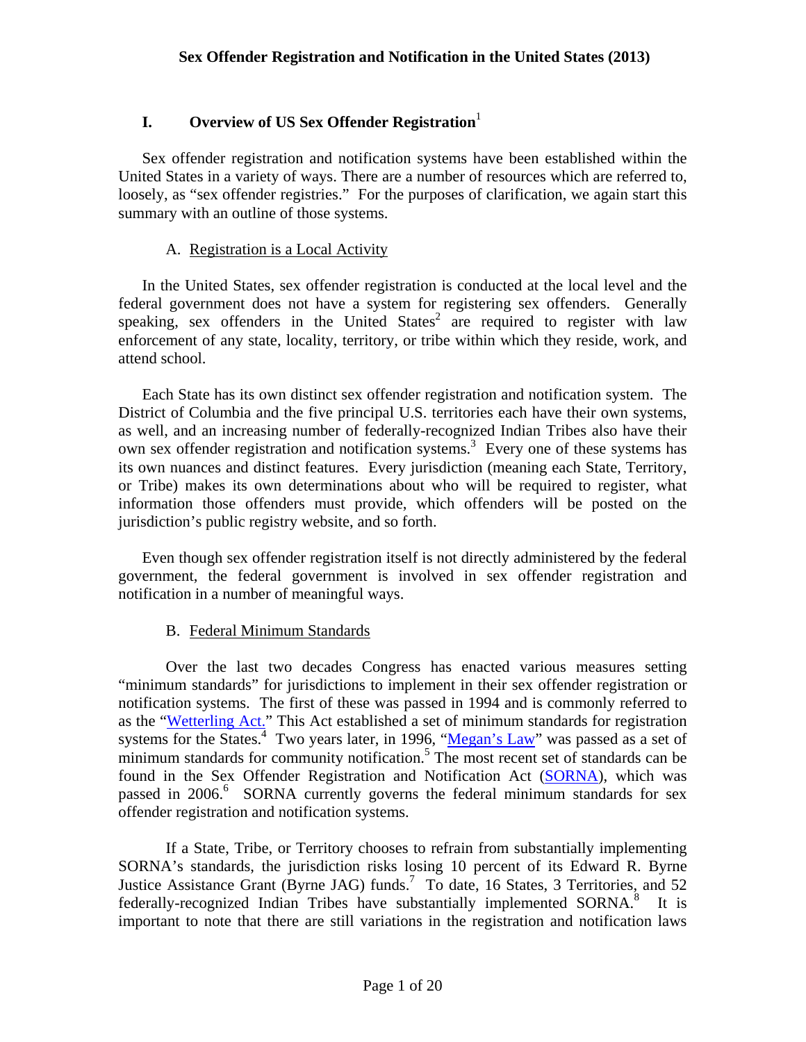# Sex Offender Registration and Notification in the United States (2013)

## I. Overview of US Sex Offender Registration[1]

Sex offender registration and notification systems have been established within the United States in a variety of ways. There are a number of resources which are referred to, loosely, as "sex offender registries." For the purposes of clarification, we again start this summary with an outline of those systems.

### A. Registration is a Local Activity

In the United States, sex offender registration is conducted at the local level and the federal government does not have a system for registering sex offenders. Generally speaking, sex offenders in the United States[2] are required to register with law enforcement of any state, locality, territory, or tribe within which they reside, work, and attend school.

Each State has its own distinct sex offender registration and notification system. The District of Columbia and the five principal U.S. territories each have their own systems, as well, and an increasing number of federally-recognized Indian Tribes also have their own sex offender registration and notification systems.[3] Every one of these systems has its own nuances and distinct features. Every jurisdiction (meaning each State, Territory, or Tribe) makes its own determinations about who will be required to register, what information those offenders must provide, which offenders will be posted on the jurisdiction's public registry website, and so forth.

Even though sex offender registration itself is not directly administered by the federal government, the federal government is involved in sex offender registration and notification in a number of meaningful ways.

### B. Federal Minimum Standards

Over the last two decades Congress has enacted various measures setting "minimum standards" for jurisdictions to implement in their sex offender registration or notification systems. The first of these was passed in 1994 and is commonly referred to as the "Wetterling Act." This Act established a set of minimum standards for registration systems for the States.[4] Two years later, in 1996, "Megan's Law" was passed as a set of minimum standards for community notification.[5] The most recent set of standards can be found in the Sex Offender Registration and Notification Act (SORNA), which was passed in 2006.[6] SORNA currently governs the federal minimum standards for sex offender registration and notification systems.

If a State, Tribe, or Territory chooses to refrain from substantially implementing SORNA's standards, the jurisdiction risks losing 10 percent of its Edward R. Byrne Justice Assistance Grant (Byrne JAG) funds.[7] To date, 16 States, 3 Territories, and 52 federally-recognized Indian Tribes have substantially implemented SORNA.[8] It is important to note that there are still variations in the registration and notification laws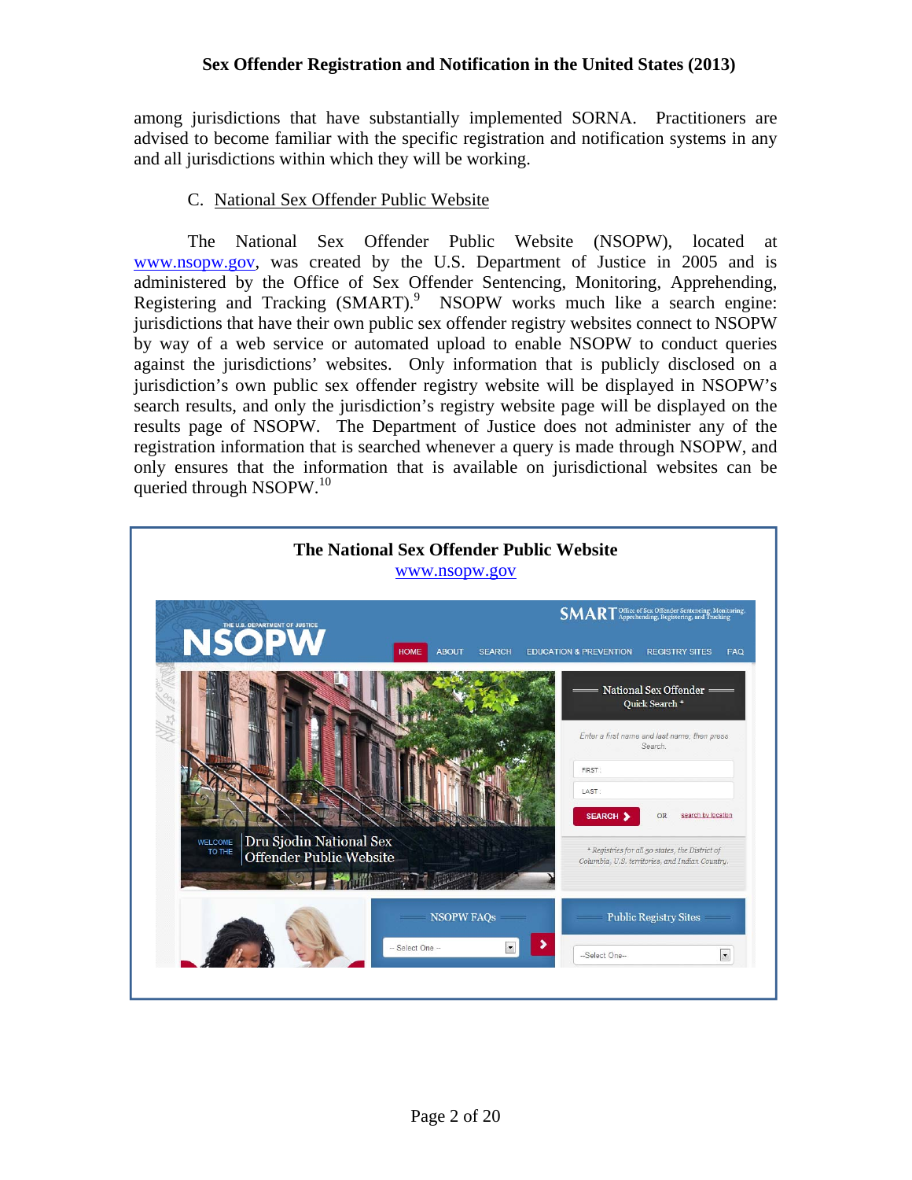among jurisdictions that have substantially implemented SORNA. Practitioners are advised to become familiar with the specific registration and notification systems in any and all jurisdictions within which they will be working.

### C. National Sex Offender Public Website

The National Sex Offender Public Website (NSOPW), located at www.nsopw.gov, was created by the U.S. Department of Justice in 2005 and is administered by the Office of Sex Offender Sentencing, Monitoring, Apprehending, Registering and Tracking (SMART).[9] NSOPW works much like a search engine: jurisdictions that have their own public sex offender registry websites connect to NSOPW by way of a web service or automated upload to enable NSOPW to conduct queries against the jurisdictions' websites. Only information that is publicly disclosed on a jurisdiction's own public sex offender registry website will be displayed in NSOPW's search results, and only the jurisdiction's registry website page will be displayed on the results page of NSOPW. The Department of Justice does not administer any of the registration information that is searched whenever a query is made through NSOPW, and only ensures that the information that is available on jurisdictional websites can be queried through NSOPW.[10]

**The National Sex Offender Public Website**
www.nsopw.gov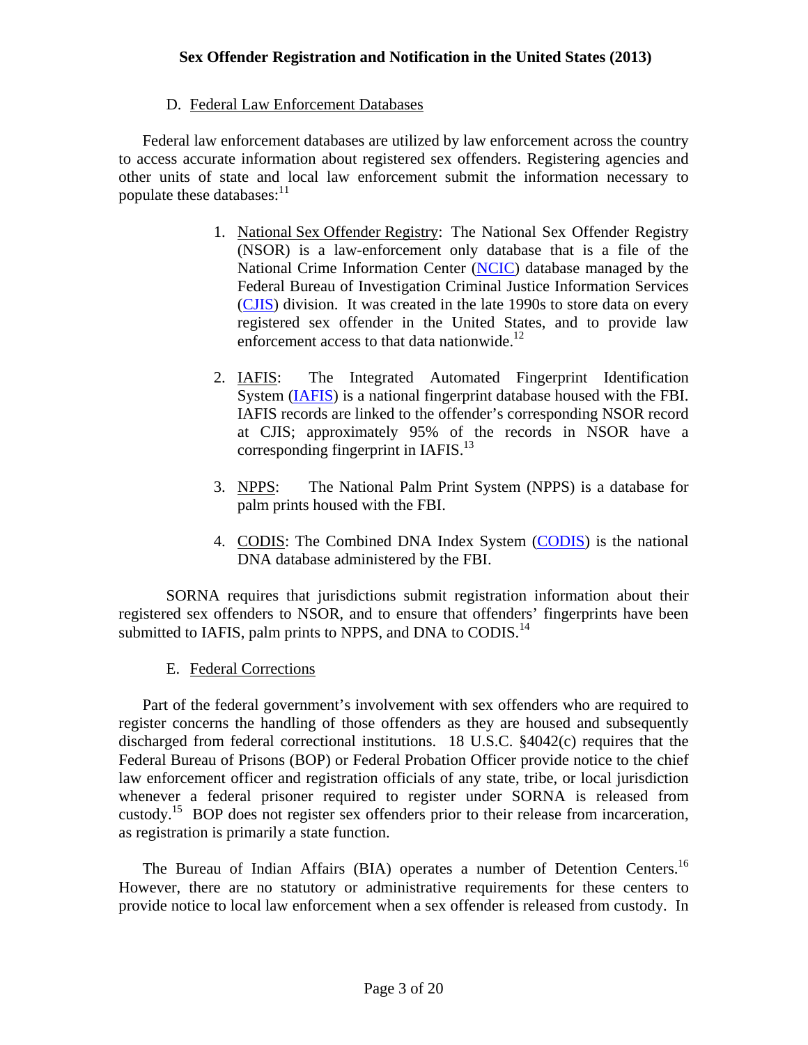### D. Federal Law Enforcement Databases

Federal law enforcement databases are utilized by law enforcement across the country to access accurate information about registered sex offenders. Registering agencies and other units of state and local law enforcement submit the information necessary to populate these databases:[11]

1. National Sex Offender Registry: The National Sex Offender Registry (NSOR) is a law-enforcement only database that is a file of the National Crime Information Center (NCIC) database managed by the Federal Bureau of Investigation Criminal Justice Information Services (CJIS) division. It was created in the late 1990s to store data on every registered sex offender in the United States, and to provide law enforcement access to that data nationwide.[12]

2. IAFIS: The Integrated Automated Fingerprint Identification System (IAFIS) is a national fingerprint database housed with the FBI. IAFIS records are linked to the offender's corresponding NSOR record at CJIS; approximately 95% of the records in NSOR have a corresponding fingerprint in IAFIS.[13]

3. NPPS: The National Palm Print System (NPPS) is a database for palm prints housed with the FBI.

4. CODIS: The Combined DNA Index System (CODIS) is the national DNA database administered by the FBI.

SORNA requires that jurisdictions submit registration information about their registered sex offenders to NSOR, and to ensure that offenders' fingerprints have been submitted to IAFIS, palm prints to NPPS, and DNA to CODIS.[14]

### E. Federal Corrections

Part of the federal government's involvement with sex offenders who are required to register concerns the handling of those offenders as they are housed and subsequently discharged from federal correctional institutions. 18 U.S.C. §4042(c) requires that the Federal Bureau of Prisons (BOP) or Federal Probation Officer provide notice to the chief law enforcement officer and registration officials of any state, tribe, or local jurisdiction whenever a federal prisoner required to register under SORNA is released from custody.[15] BOP does not register sex offenders prior to their release from incarceration, as registration is primarily a state function.

The Bureau of Indian Affairs (BIA) operates a number of Detention Centers.[16] However, there are no statutory or administrative requirements for these centers to provide notice to local law enforcement when a sex offender is released from custody. In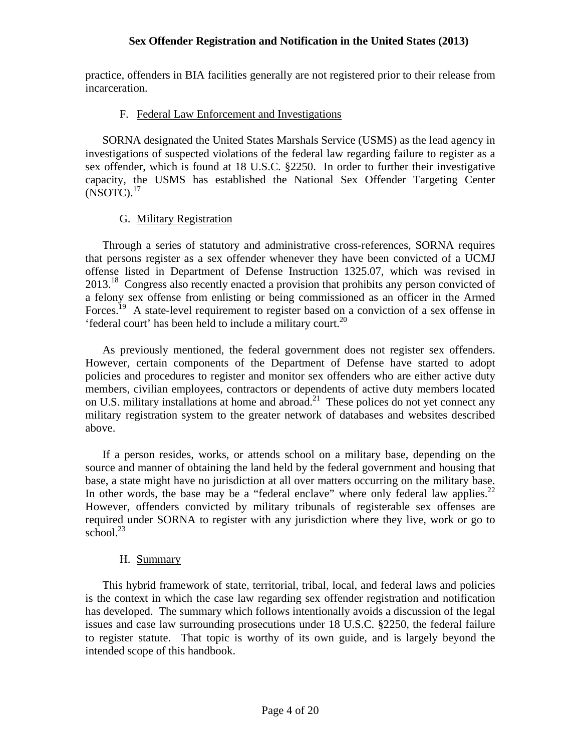practice, offenders in BIA facilities generally are not registered prior to their release from incarceration.

### F. Federal Law Enforcement and Investigations

SORNA designated the United States Marshals Service (USMS) as the lead agency in investigations of suspected violations of the federal law regarding failure to register as a sex offender, which is found at 18 U.S.C. §2250. In order to further their investigative capacity, the USMS has established the National Sex Offender Targeting Center (NSOTC).[17]

### G. Military Registration

Through a series of statutory and administrative cross-references, SORNA requires that persons register as a sex offender whenever they have been convicted of a UCMJ offense listed in Department of Defense Instruction 1325.07, which was revised in 2013.[18] Congress also recently enacted a provision that prohibits any person convicted of a felony sex offense from enlisting or being commissioned as an officer in the Armed Forces.[19] A state-level requirement to register based on a conviction of a sex offense in 'federal court' has been held to include a military court.[20]

As previously mentioned, the federal government does not register sex offenders. However, certain components of the Department of Defense have started to adopt policies and procedures to register and monitor sex offenders who are either active duty members, civilian employees, contractors or dependents of active duty members located on U.S. military installations at home and abroad.[21] These polices do not yet connect any military registration system to the greater network of databases and websites described above.

If a person resides, works, or attends school on a military base, depending on the source and manner of obtaining the land held by the federal government and housing that base, a state might have no jurisdiction at all over matters occurring on the military base. In other words, the base may be a "federal enclave" where only federal law applies.[22] However, offenders convicted by military tribunals of registerable sex offenses are required under SORNA to register with any jurisdiction where they live, work or go to school.[23]

### H. Summary

This hybrid framework of state, territorial, tribal, local, and federal laws and policies is the context in which the case law regarding sex offender registration and notification has developed. The summary which follows intentionally avoids a discussion of the legal issues and case law surrounding prosecutions under 18 U.S.C. §2250, the federal failure to register statute. That topic is worthy of its own guide, and is largely beyond the intended scope of this handbook.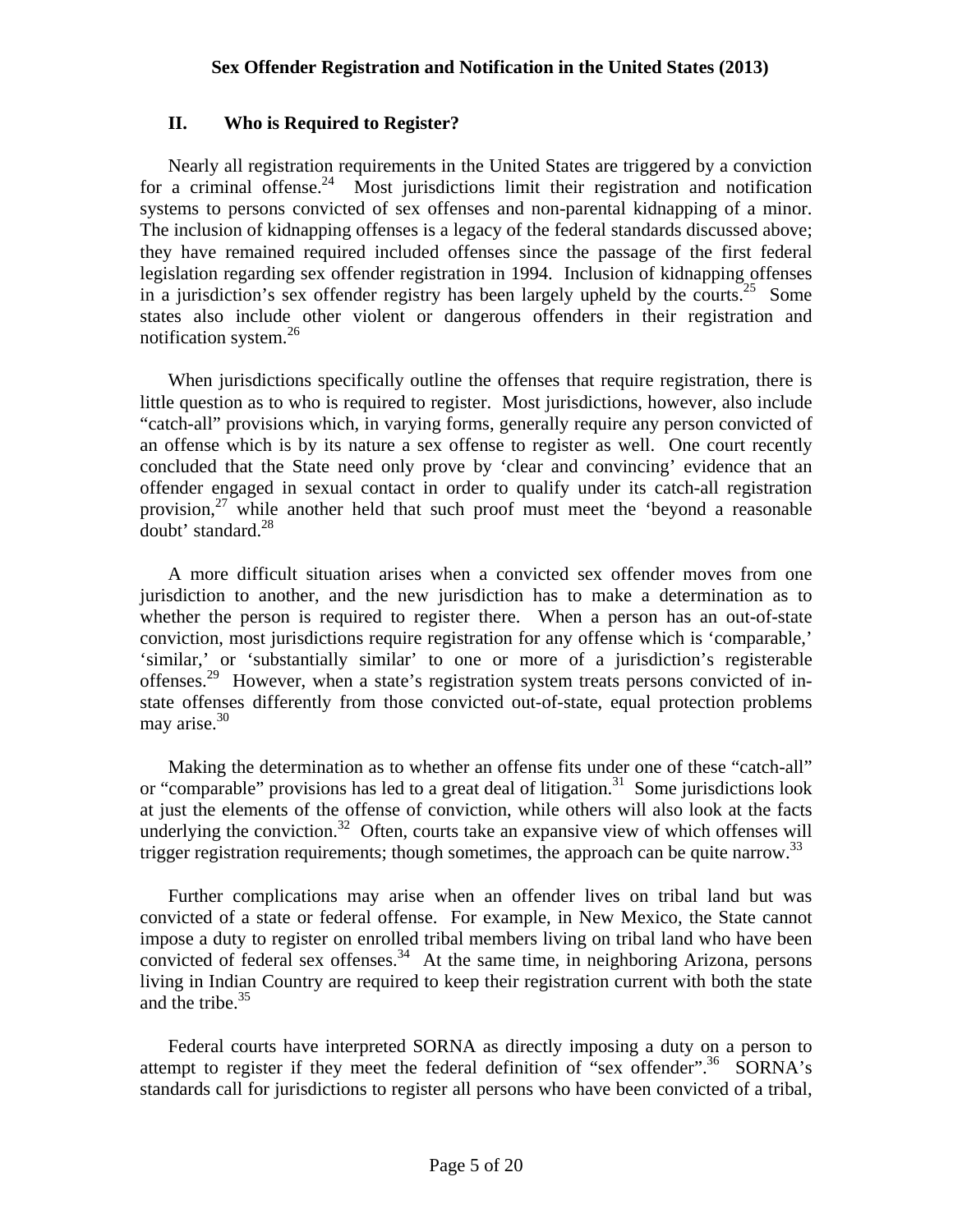## II. Who is Required to Register?

Nearly all registration requirements in the United States are triggered by a conviction for a criminal offense.[24] Most jurisdictions limit their registration and notification systems to persons convicted of sex offenses and non-parental kidnapping of a minor. The inclusion of kidnapping offenses is a legacy of the federal standards discussed above; they have remained required included offenses since the passage of the first federal legislation regarding sex offender registration in 1994. Inclusion of kidnapping offenses in a jurisdiction's sex offender registry has been largely upheld by the courts.[25] Some states also include other violent or dangerous offenders in their registration and notification system.[26]

When jurisdictions specifically outline the offenses that require registration, there is little question as to who is required to register. Most jurisdictions, however, also include "catch-all" provisions which, in varying forms, generally require any person convicted of an offense which is by its nature a sex offense to register as well. One court recently concluded that the State need only prove by 'clear and convincing' evidence that an offender engaged in sexual contact in order to qualify under its catch-all registration provision,[27] while another held that such proof must meet the 'beyond a reasonable doubt' standard.[28]

A more difficult situation arises when a convicted sex offender moves from one jurisdiction to another, and the new jurisdiction has to make a determination as to whether the person is required to register there. When a person has an out-of-state conviction, most jurisdictions require registration for any offense which is 'comparable,' 'similar,' or 'substantially similar' to one or more of a jurisdiction's registerable offenses.[29] However, when a state's registration system treats persons convicted of in-state offenses differently from those convicted out-of-state, equal protection problems may arise.[30]

Making the determination as to whether an offense fits under one of these "catch-all" or "comparable" provisions has led to a great deal of litigation.[31] Some jurisdictions look at just the elements of the offense of conviction, while others will also look at the facts underlying the conviction.[32] Often, courts take an expansive view of which offenses will trigger registration requirements; though sometimes, the approach can be quite narrow.[33]

Further complications may arise when an offender lives on tribal land but was convicted of a state or federal offense. For example, in New Mexico, the State cannot impose a duty to register on enrolled tribal members living on tribal land who have been convicted of federal sex offenses.[34] At the same time, in neighboring Arizona, persons living in Indian Country are required to keep their registration current with both the state and the tribe.[35]

Federal courts have interpreted SORNA as directly imposing a duty on a person to attempt to register if they meet the federal definition of "sex offender".[36] SORNA's standards call for jurisdictions to register all persons who have been convicted of a tribal,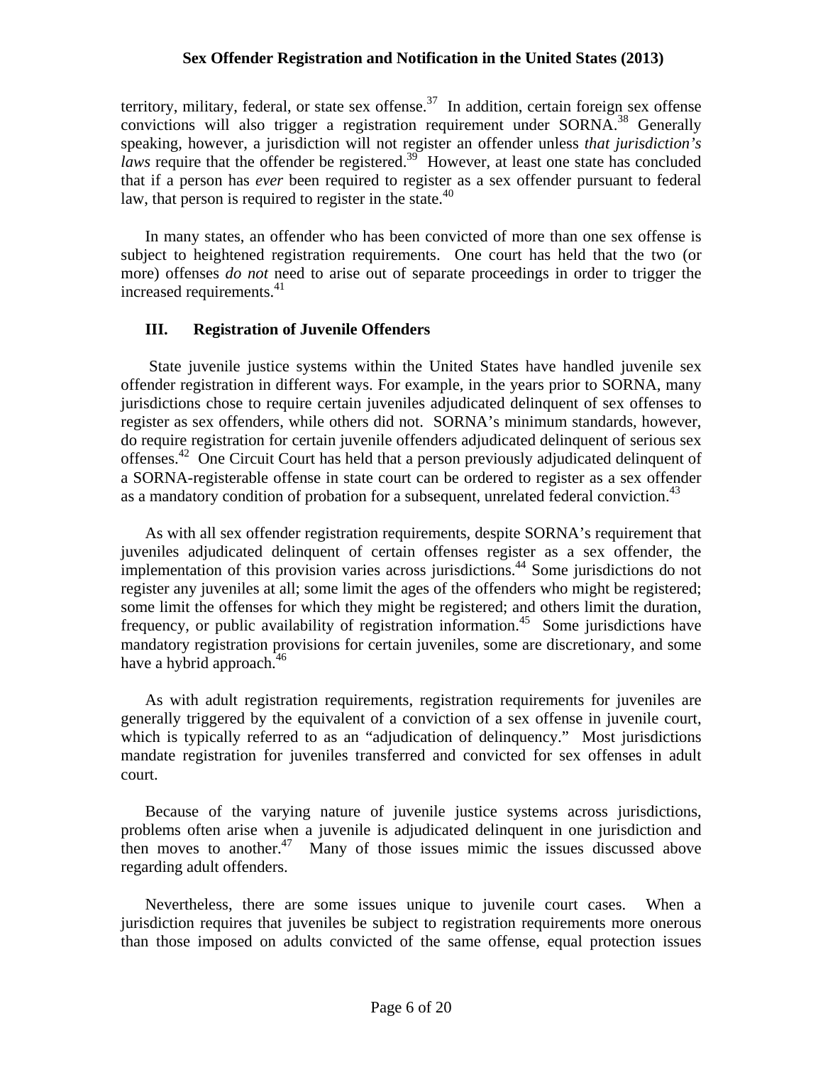territory, military, federal, or state sex offense.[37] In addition, certain foreign sex offense convictions will also trigger a registration requirement under SORNA.[38] Generally speaking, however, a jurisdiction will not register an offender unless *that jurisdiction's laws* require that the offender be registered.[39] However, at least one state has concluded that if a person has *ever* been required to register as a sex offender pursuant to federal law, that person is required to register in the state.[40]

In many states, an offender who has been convicted of more than one sex offense is subject to heightened registration requirements. One court has held that the two (or more) offenses *do not* need to arise out of separate proceedings in order to trigger the increased requirements.[41]

## III. Registration of Juvenile Offenders

State juvenile justice systems within the United States have handled juvenile sex offender registration in different ways. For example, in the years prior to SORNA, many jurisdictions chose to require certain juveniles adjudicated delinquent of sex offenses to register as sex offenders, while others did not. SORNA's minimum standards, however, do require registration for certain juvenile offenders adjudicated delinquent of serious sex offenses.[42] One Circuit Court has held that a person previously adjudicated delinquent of a SORNA-registerable offense in state court can be ordered to register as a sex offender as a mandatory condition of probation for a subsequent, unrelated federal conviction.[43]

As with all sex offender registration requirements, despite SORNA's requirement that juveniles adjudicated delinquent of certain offenses register as a sex offender, the implementation of this provision varies across jurisdictions.[44] Some jurisdictions do not register any juveniles at all; some limit the ages of the offenders who might be registered; some limit the offenses for which they might be registered; and others limit the duration, frequency, or public availability of registration information.[45] Some jurisdictions have mandatory registration provisions for certain juveniles, some are discretionary, and some have a hybrid approach.[46]

As with adult registration requirements, registration requirements for juveniles are generally triggered by the equivalent of a conviction of a sex offense in juvenile court, which is typically referred to as an "adjudication of delinquency." Most jurisdictions mandate registration for juveniles transferred and convicted for sex offenses in adult court.

Because of the varying nature of juvenile justice systems across jurisdictions, problems often arise when a juvenile is adjudicated delinquent in one jurisdiction and then moves to another.[47] Many of those issues mimic the issues discussed above regarding adult offenders.

Nevertheless, there are some issues unique to juvenile court cases. When a jurisdiction requires that juveniles be subject to registration requirements more onerous than those imposed on adults convicted of the same offense, equal protection issues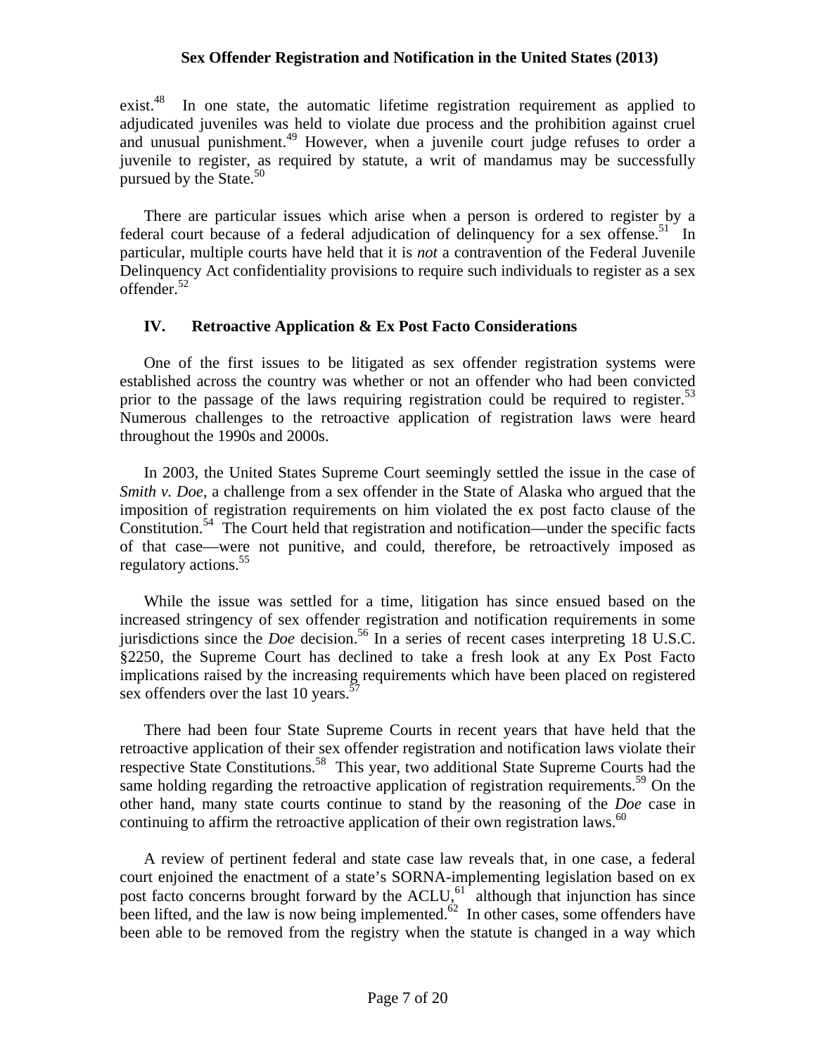exist.[48] In one state, the automatic lifetime registration requirement as applied to adjudicated juveniles was held to violate due process and the prohibition against cruel and unusual punishment.[49] However, when a juvenile court judge refuses to order a juvenile to register, as required by statute, a writ of mandamus may be successfully pursued by the State.[50]

There are particular issues which arise when a person is ordered to register by a federal court because of a federal adjudication of delinquency for a sex offense.[51] In particular, multiple courts have held that it is *not* a contravention of the Federal Juvenile Delinquency Act confidentiality provisions to require such individuals to register as a sex offender.[52]

## IV. Retroactive Application & Ex Post Facto Considerations

One of the first issues to be litigated as sex offender registration systems were established across the country was whether or not an offender who had been convicted prior to the passage of the laws requiring registration could be required to register.[53] Numerous challenges to the retroactive application of registration laws were heard throughout the 1990s and 2000s.

In 2003, the United States Supreme Court seemingly settled the issue in the case of *Smith v. Doe*, a challenge from a sex offender in the State of Alaska who argued that the imposition of registration requirements on him violated the ex post facto clause of the Constitution.[54] The Court held that registration and notification—under the specific facts of that case—were not punitive, and could, therefore, be retroactively imposed as regulatory actions.[55]

While the issue was settled for a time, litigation has since ensued based on the increased stringency of sex offender registration and notification requirements in some jurisdictions since the *Doe* decision.[56] In a series of recent cases interpreting 18 U.S.C. §2250, the Supreme Court has declined to take a fresh look at any Ex Post Facto implications raised by the increasing requirements which have been placed on registered sex offenders over the last 10 years.[57]

There had been four State Supreme Courts in recent years that have held that the retroactive application of their sex offender registration and notification laws violate their respective State Constitutions.[58] This year, two additional State Supreme Courts had the same holding regarding the retroactive application of registration requirements.[59] On the other hand, many state courts continue to stand by the reasoning of the *Doe* case in continuing to affirm the retroactive application of their own registration laws.[60]

A review of pertinent federal and state case law reveals that, in one case, a federal court enjoined the enactment of a state's SORNA-implementing legislation based on ex post facto concerns brought forward by the ACLU,[61] although that injunction has since been lifted, and the law is now being implemented.[62] In other cases, some offenders have been able to be removed from the registry when the statute is changed in a way which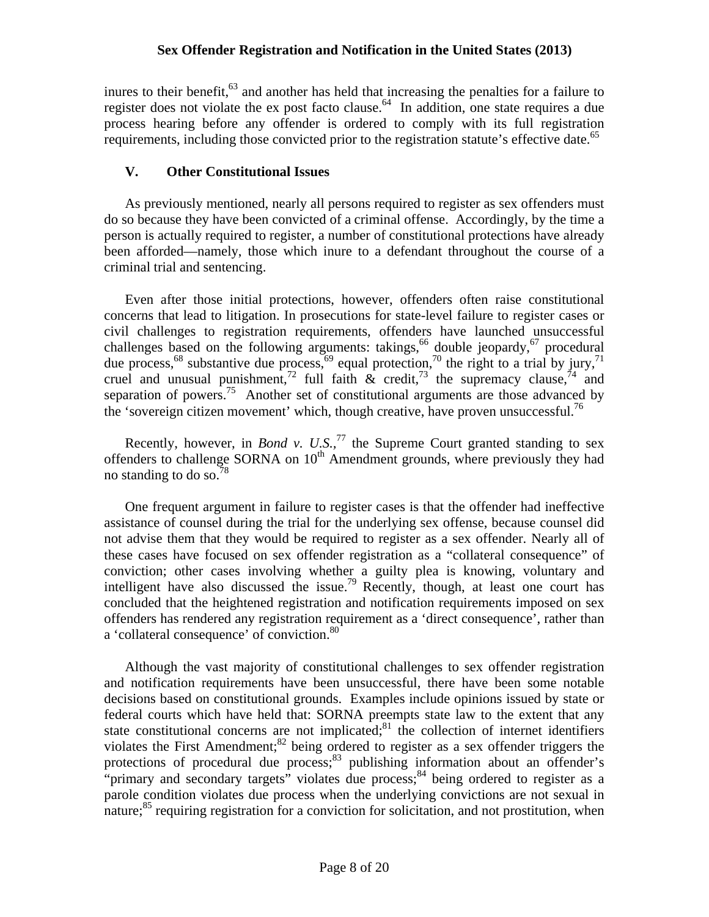inures to their benefit,[63] and another has held that increasing the penalties for a failure to register does not violate the ex post facto clause.[64] In addition, one state requires a due process hearing before any offender is ordered to comply with its full registration requirements, including those convicted prior to the registration statute's effective date.[65]

## V. Other Constitutional Issues

As previously mentioned, nearly all persons required to register as sex offenders must do so because they have been convicted of a criminal offense. Accordingly, by the time a person is actually required to register, a number of constitutional protections have already been afforded—namely, those which inure to a defendant throughout the course of a criminal trial and sentencing.

Even after those initial protections, however, offenders often raise constitutional concerns that lead to litigation. In prosecutions for state-level failure to register cases or civil challenges to registration requirements, offenders have launched unsuccessful challenges based on the following arguments: takings,[66] double jeopardy,[67] procedural due process,[68] substantive due process,[69] equal protection,[70] the right to a trial by jury,[71] cruel and unusual punishment,[72] full faith & credit,[73] the supremacy clause,[74] and separation of powers.[75] Another set of constitutional arguments are those advanced by the 'sovereign citizen movement' which, though creative, have proven unsuccessful.[76]

Recently, however, in *Bond v. U.S.*,[77] the Supreme Court granted standing to sex offenders to challenge SORNA on 10th Amendment grounds, where previously they had no standing to do so.[78]

One frequent argument in failure to register cases is that the offender had ineffective assistance of counsel during the trial for the underlying sex offense, because counsel did not advise them that they would be required to register as a sex offender. Nearly all of these cases have focused on sex offender registration as a "collateral consequence" of conviction; other cases involving whether a guilty plea is knowing, voluntary and intelligent have also discussed the issue.[79] Recently, though, at least one court has concluded that the heightened registration and notification requirements imposed on sex offenders has rendered any registration requirement as a 'direct consequence', rather than a 'collateral consequence' of conviction.[80]

Although the vast majority of constitutional challenges to sex offender registration and notification requirements have been unsuccessful, there have been some notable decisions based on constitutional grounds. Examples include opinions issued by state or federal courts which have held that: SORNA preempts state law to the extent that any state constitutional concerns are not implicated;[81] the collection of internet identifiers violates the First Amendment;[82] being ordered to register as a sex offender triggers the protections of procedural due process;[83] publishing information about an offender's "primary and secondary targets" violates due process;[84] being ordered to register as a parole condition violates due process when the underlying convictions are not sexual in nature;[85] requiring registration for a conviction for solicitation, and not prostitution, when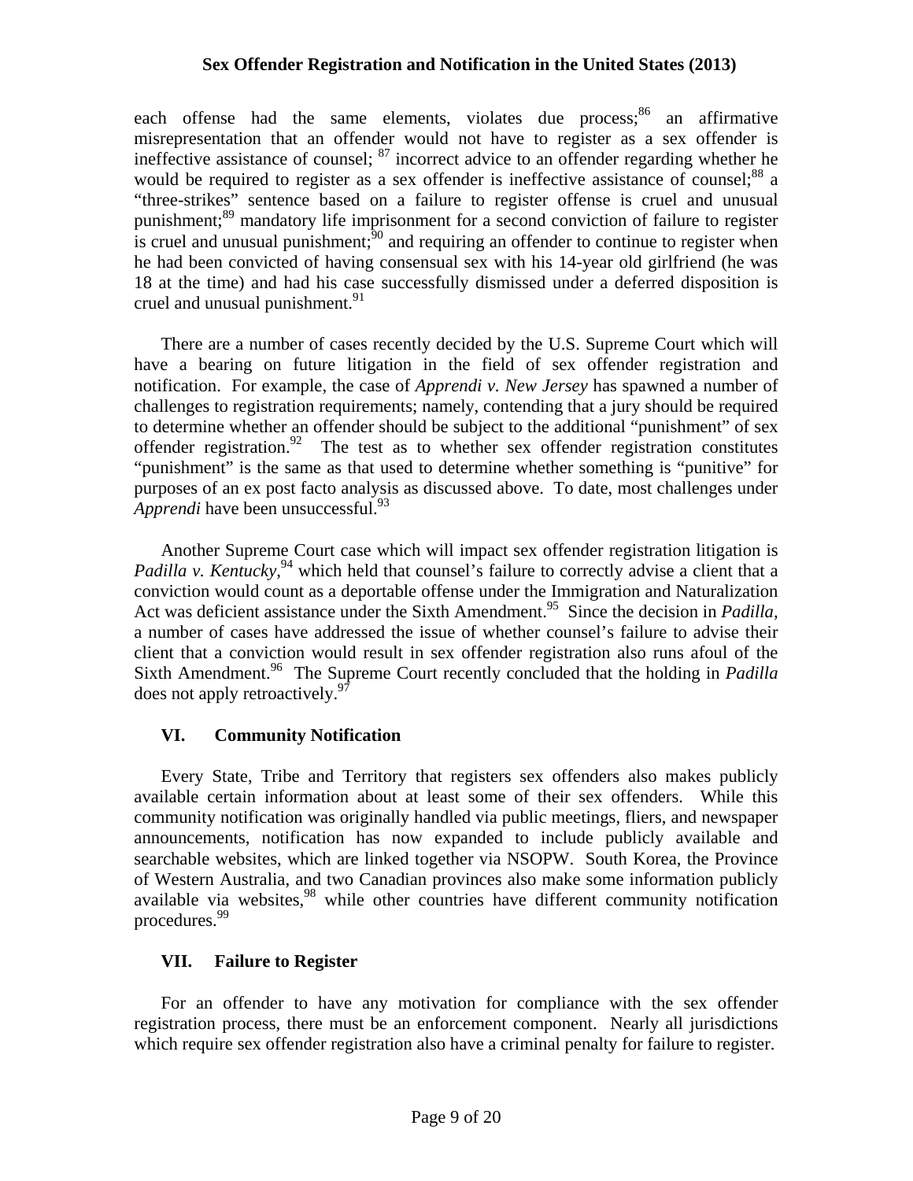each offense had the same elements, violates due process;[86] an affirmative misrepresentation that an offender would not have to register as a sex offender is ineffective assistance of counsel; [87] incorrect advice to an offender regarding whether he would be required to register as a sex offender is ineffective assistance of counsel;[88] a "three-strikes" sentence based on a failure to register offense is cruel and unusual punishment;[89] mandatory life imprisonment for a second conviction of failure to register is cruel and unusual punishment;[90] and requiring an offender to continue to register when he had been convicted of having consensual sex with his 14-year old girlfriend (he was 18 at the time) and had his case successfully dismissed under a deferred disposition is cruel and unusual punishment.[91]

There are a number of cases recently decided by the U.S. Supreme Court which will have a bearing on future litigation in the field of sex offender registration and notification. For example, the case of *Apprendi v. New Jersey* has spawned a number of challenges to registration requirements; namely, contending that a jury should be required to determine whether an offender should be subject to the additional "punishment" of sex offender registration.[92] The test as to whether sex offender registration constitutes "punishment" is the same as that used to determine whether something is "punitive" for purposes of an ex post facto analysis as discussed above. To date, most challenges under *Apprendi* have been unsuccessful.[93]

Another Supreme Court case which will impact sex offender registration litigation is *Padilla v. Kentucky*,[94] which held that counsel's failure to correctly advise a client that a conviction would count as a deportable offense under the Immigration and Naturalization Act was deficient assistance under the Sixth Amendment.[95] Since the decision in *Padilla*, a number of cases have addressed the issue of whether counsel's failure to advise their client that a conviction would result in sex offender registration also runs afoul of the Sixth Amendment.[96] The Supreme Court recently concluded that the holding in *Padilla* does not apply retroactively.[97]

## VI. Community Notification

Every State, Tribe and Territory that registers sex offenders also makes publicly available certain information about at least some of their sex offenders. While this community notification was originally handled via public meetings, fliers, and newspaper announcements, notification has now expanded to include publicly available and searchable websites, which are linked together via NSOPW. South Korea, the Province of Western Australia, and two Canadian provinces also make some information publicly available via websites,[98] while other countries have different community notification procedures.[99]

## VII. Failure to Register

For an offender to have any motivation for compliance with the sex offender registration process, there must be an enforcement component. Nearly all jurisdictions which require sex offender registration also have a criminal penalty for failure to register.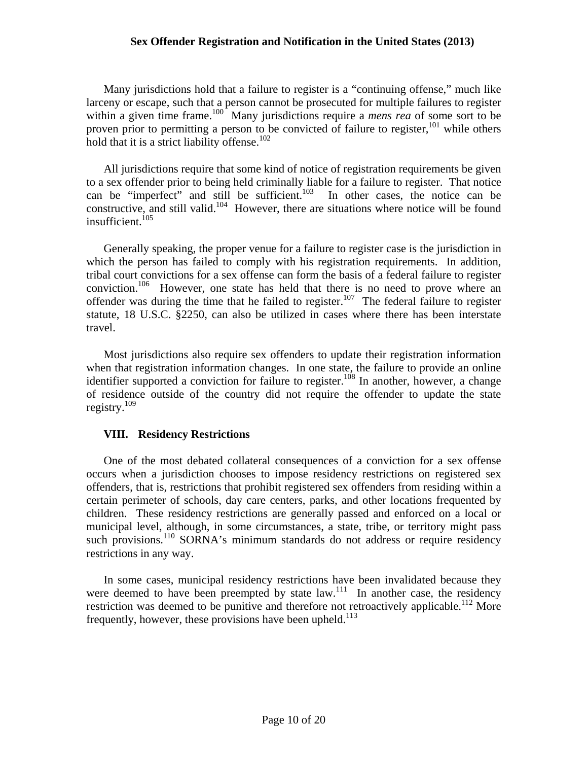Many jurisdictions hold that a failure to register is a "continuing offense," much like larceny or escape, such that a person cannot be prosecuted for multiple failures to register within a given time frame.[100] Many jurisdictions require a *mens rea* of some sort to be proven prior to permitting a person to be convicted of failure to register,[101] while others hold that it is a strict liability offense.[102]

All jurisdictions require that some kind of notice of registration requirements be given to a sex offender prior to being held criminally liable for a failure to register. That notice can be "imperfect" and still be sufficient.[103] In other cases, the notice can be constructive, and still valid.[104] However, there are situations where notice will be found insufficient.[105]

Generally speaking, the proper venue for a failure to register case is the jurisdiction in which the person has failed to comply with his registration requirements. In addition, tribal court convictions for a sex offense can form the basis of a federal failure to register conviction.[106] However, one state has held that there is no need to prove where an offender was during the time that he failed to register.[107] The federal failure to register statute, 18 U.S.C. §2250, can also be utilized in cases where there has been interstate travel.

Most jurisdictions also require sex offenders to update their registration information when that registration information changes. In one state, the failure to provide an online identifier supported a conviction for failure to register.[108] In another, however, a change of residence outside of the country did not require the offender to update the state registry.[109]

## VIII. Residency Restrictions

One of the most debated collateral consequences of a conviction for a sex offense occurs when a jurisdiction chooses to impose residency restrictions on registered sex offenders, that is, restrictions that prohibit registered sex offenders from residing within a certain perimeter of schools, day care centers, parks, and other locations frequented by children. These residency restrictions are generally passed and enforced on a local or municipal level, although, in some circumstances, a state, tribe, or territory might pass such provisions.[110] SORNA's minimum standards do not address or require residency restrictions in any way.

In some cases, municipal residency restrictions have been invalidated because they were deemed to have been preempted by state law.[111] In another case, the residency restriction was deemed to be punitive and therefore not retroactively applicable.[112] More frequently, however, these provisions have been upheld.[113]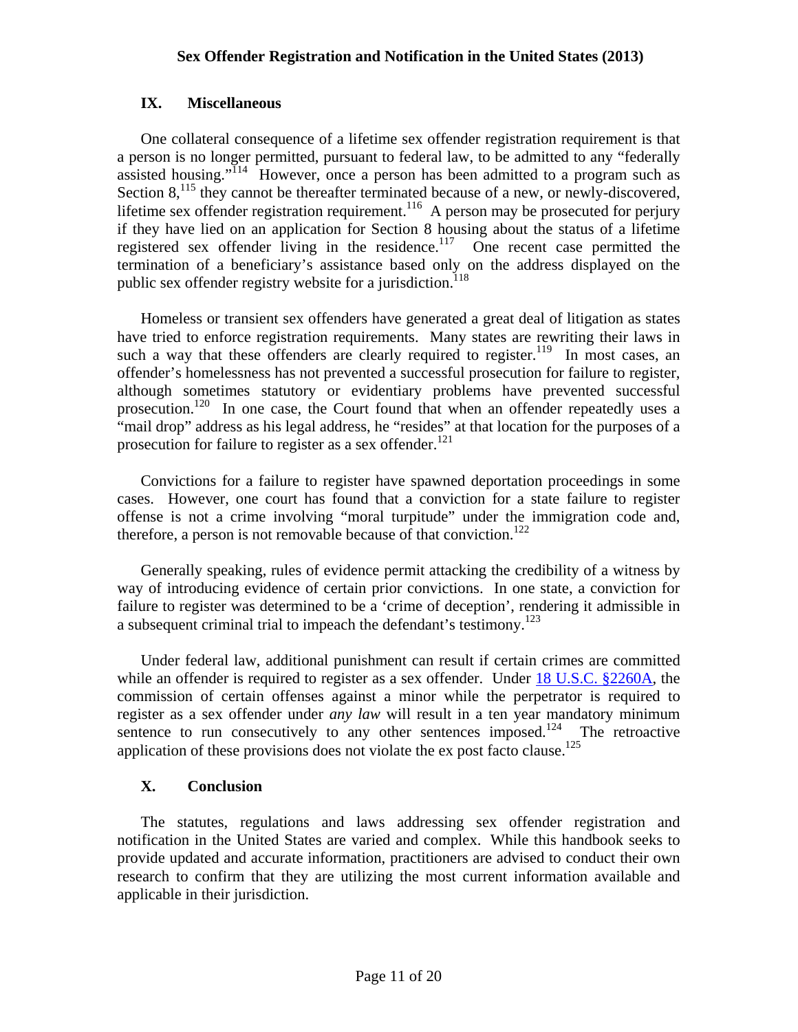## IX. Miscellaneous

One collateral consequence of a lifetime sex offender registration requirement is that a person is no longer permitted, pursuant to federal law, to be admitted to any "federally assisted housing."[114] However, once a person has been admitted to a program such as Section 8,[115] they cannot be thereafter terminated because of a new, or newly-discovered, lifetime sex offender registration requirement.[116] A person may be prosecuted for perjury if they have lied on an application for Section 8 housing about the status of a lifetime registered sex offender living in the residence.[117] One recent case permitted the termination of a beneficiary's assistance based only on the address displayed on the public sex offender registry website for a jurisdiction.[118]

Homeless or transient sex offenders have generated a great deal of litigation as states have tried to enforce registration requirements. Many states are rewriting their laws in such a way that these offenders are clearly required to register.[119] In most cases, an offender's homelessness has not prevented a successful prosecution for failure to register, although sometimes statutory or evidentiary problems have prevented successful prosecution.[120] In one case, the Court found that when an offender repeatedly uses a "mail drop" address as his legal address, he "resides" at that location for the purposes of a prosecution for failure to register as a sex offender.[121]

Convictions for a failure to register have spawned deportation proceedings in some cases. However, one court has found that a conviction for a state failure to register offense is not a crime involving "moral turpitude" under the immigration code and, therefore, a person is not removable because of that conviction.[122]

Generally speaking, rules of evidence permit attacking the credibility of a witness by way of introducing evidence of certain prior convictions. In one state, a conviction for failure to register was determined to be a 'crime of deception', rendering it admissible in a subsequent criminal trial to impeach the defendant's testimony.[123]

Under federal law, additional punishment can result if certain crimes are committed while an offender is required to register as a sex offender. Under 18 U.S.C. §2260A, the commission of certain offenses against a minor while the perpetrator is required to register as a sex offender under *any law* will result in a ten year mandatory minimum sentence to run consecutively to any other sentences imposed.[124] The retroactive application of these provisions does not violate the ex post facto clause.[125]

## X. Conclusion

The statutes, regulations and laws addressing sex offender registration and notification in the United States are varied and complex. While this handbook seeks to provide updated and accurate information, practitioners are advised to conduct their own research to confirm that they are utilizing the most current information available and applicable in their jurisdiction.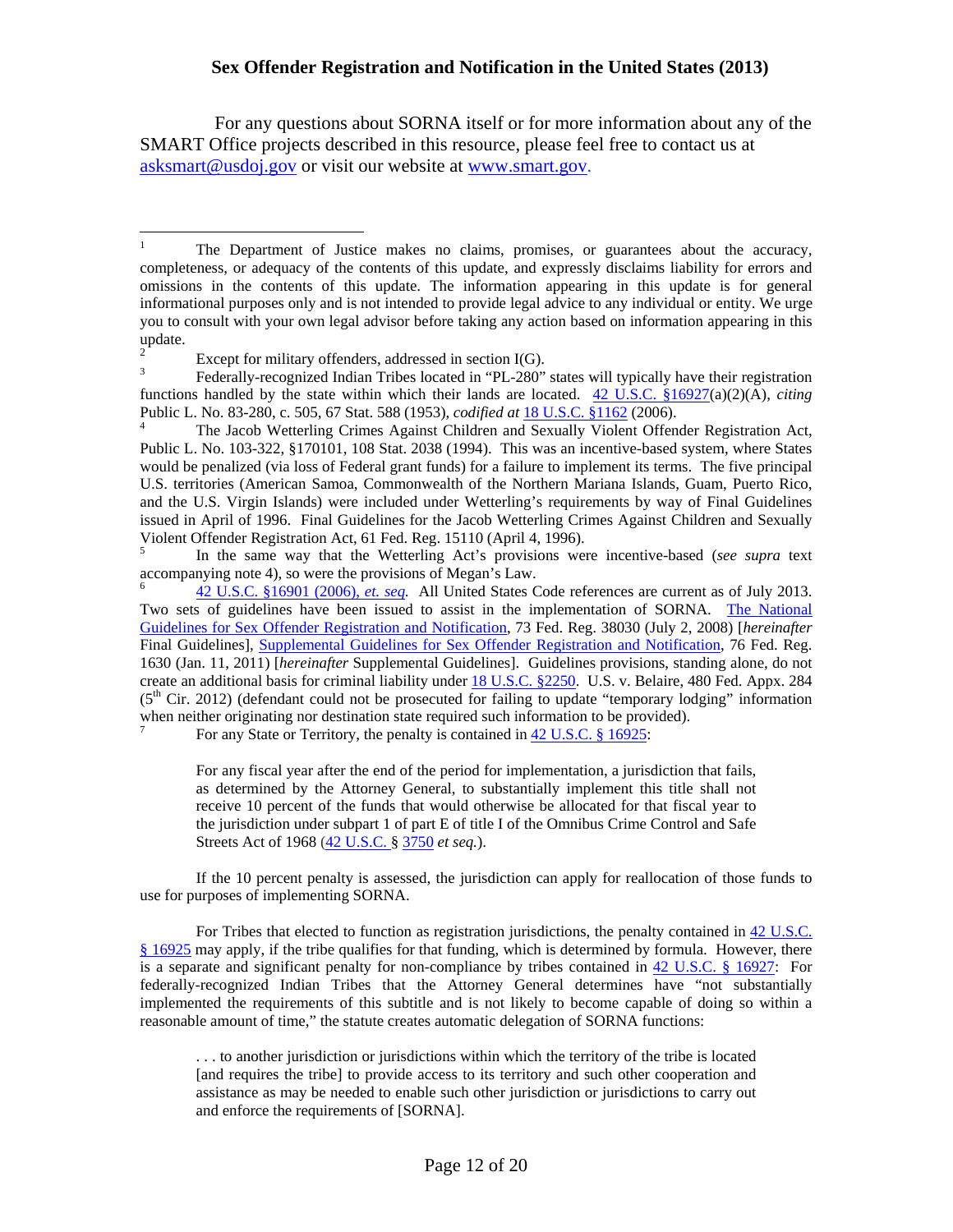For any questions about SORNA itself or for more information about any of the SMART Office projects described in this resource, please feel free to contact us at [asksmart@usdoj.gov](mailto:asksmart@usdoj.gov) or visit our website at [www.smart.gov](http://www.smart.gov).

---

[1] The Department of Justice makes no claims, promises, or guarantees about the accuracy, completeness, or adequacy of the contents of this update, and expressly disclaims liability for errors and omissions in the contents of this update. The information appearing in this update is for general informational purposes only and is not intended to provide legal advice to any individual or entity. We urge you to consult with your own legal advisor before taking any action based on information appearing in this update.

[2] Except for military offenders, addressed in section I(G).

[3] Federally-recognized Indian Tribes located in "PL-280" states will typically have their registration functions handled by the state within which their lands are located. 42 U.S.C. §16927(a)(2)(A), *citing* Public L. No. 83-280, c. 505, 67 Stat. 588 (1953), *codified at* 18 U.S.C. §1162 (2006).

[4] The Jacob Wetterling Crimes Against Children and Sexually Violent Offender Registration Act, Public L. No. 103-322, §170101, 108 Stat. 2038 (1994). This was an incentive-based system, where States would be penalized (via loss of Federal grant funds) for a failure to implement its terms. The five principal U.S. territories (American Samoa, Commonwealth of the Northern Mariana Islands, Guam, Puerto Rico, and the U.S. Virgin Islands) were included under Wetterling's requirements by way of Final Guidelines issued in April of 1996. Final Guidelines for the Jacob Wetterling Crimes Against Children and Sexually Violent Offender Registration Act, 61 Fed. Reg. 15110 (April 4, 1996).

[5] In the same way that the Wetterling Act's provisions were incentive-based (*see supra* text accompanying note 4), so were the provisions of Megan's Law.

[6] 42 U.S.C. §16901 (2006), *et. seq.* All United States Code references are current as of July 2013. Two sets of guidelines have been issued to assist in the implementation of SORNA. The National Guidelines for Sex Offender Registration and Notification, 73 Fed. Reg. 38030 (July 2, 2008) [*hereinafter* Final Guidelines], Supplemental Guidelines for Sex Offender Registration and Notification, 76 Fed. Reg. 1630 (Jan. 11, 2011) [*hereinafter* Supplemental Guidelines]. Guidelines provisions, standing alone, do not create an additional basis for criminal liability under 18 U.S.C. §2250. U.S. v. Belaire, 480 Fed. Appx. 284 (5th Cir. 2012) (defendant could not be prosecuted for failing to update "temporary lodging" information when neither originating nor destination state required such information to be provided).

[7] For any State or Territory, the penalty is contained in 42 U.S.C. § 16925:

> For any fiscal year after the end of the period for implementation, a jurisdiction that fails, as determined by the Attorney General, to substantially implement this title shall not receive 10 percent of the funds that would otherwise be allocated for that fiscal year to the jurisdiction under subpart 1 of part E of title I of the Omnibus Crime Control and Safe Streets Act of 1968 (42 U.S.C. § 3750 *et seq.*).

If the 10 percent penalty is assessed, the jurisdiction can apply for reallocation of those funds to use for purposes of implementing SORNA.

For Tribes that elected to function as registration jurisdictions, the penalty contained in 42 U.S.C. § 16925 may apply, if the tribe qualifies for that funding, which is determined by formula. However, there is a separate and significant penalty for non-compliance by tribes contained in 42 U.S.C. § 16927: For federally-recognized Indian Tribes that the Attorney General determines have "not substantially implemented the requirements of this subtitle and is not likely to become capable of doing so within a reasonable amount of time," the statute creates automatic delegation of SORNA functions:

> . . . to another jurisdiction or jurisdictions within which the territory of the tribe is located [and requires the tribe] to provide access to its territory and such other cooperation and assistance as may be needed to enable such other jurisdiction or jurisdictions to carry out and enforce the requirements of [SORNA].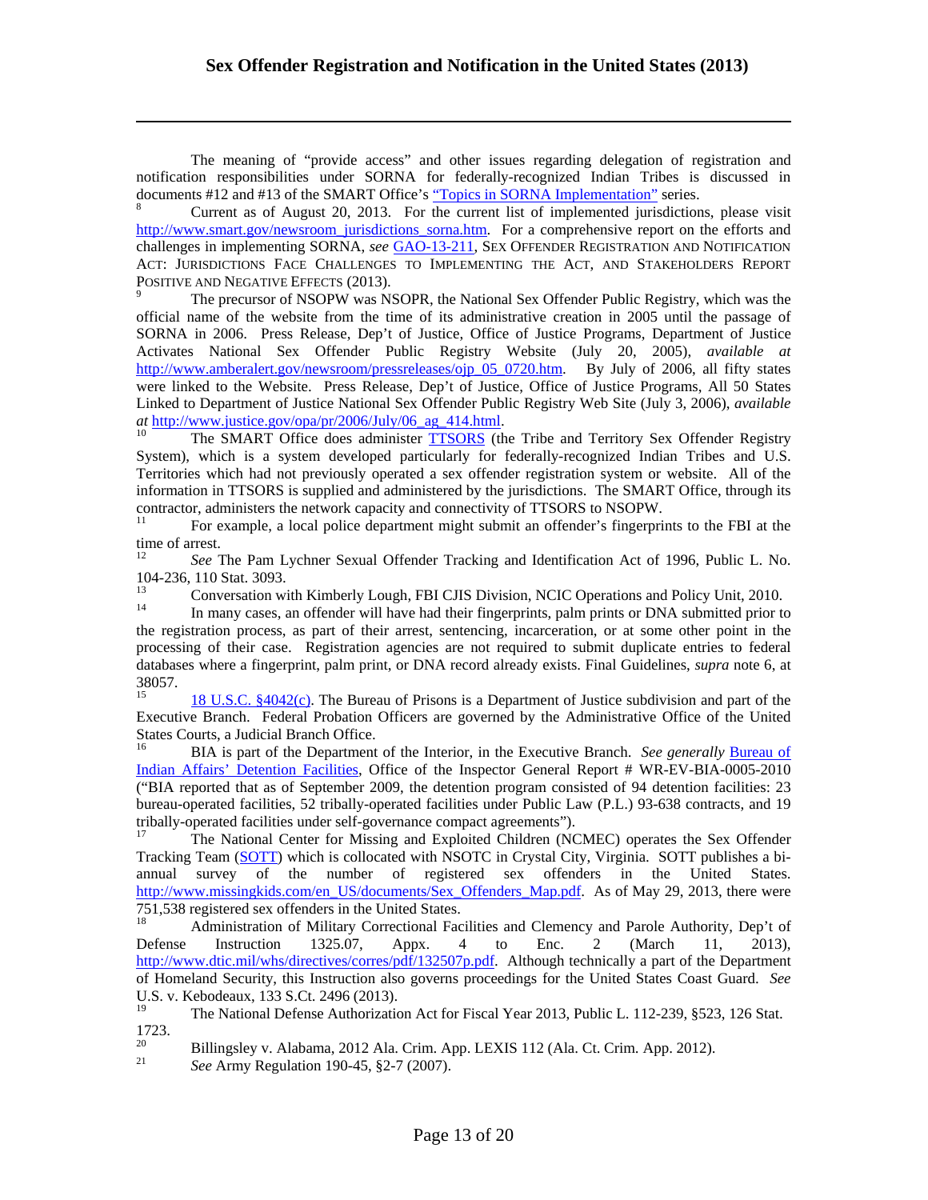The meaning of "provide access" and other issues regarding delegation of registration and notification responsibilities under SORNA for federally-recognized Indian Tribes is discussed in documents #12 and #13 of the SMART Office's "Topics in SORNA Implementation" series.

[8] Current as of August 20, 2013. For the current list of implemented jurisdictions, please visit http://www.smart.gov/newsroom_jurisdictions_sorna.htm. For a comprehensive report on the efforts and challenges in implementing SORNA, *see* GAO-13-211, SEX OFFENDER REGISTRATION AND NOTIFICATION ACT: JURISDICTIONS FACE CHALLENGES TO IMPLEMENTING THE ACT, AND STAKEHOLDERS REPORT POSITIVE AND NEGATIVE EFFECTS (2013).

[9] The precursor of NSOPW was NSOPR, the National Sex Offender Public Registry, which was the official name of the website from the time of its administrative creation in 2005 until the passage of SORNA in 2006. Press Release, Dep't of Justice, Office of Justice Programs, Department of Justice Activates National Sex Offender Public Registry Website (July 20, 2005), *available at* http://www.amberalert.gov/newsroom/pressreleases/ojp_05_0720.htm. By July of 2006, all fifty states were linked to the Website. Press Release, Dep't of Justice, Office of Justice Programs, All 50 States Linked to Department of Justice National Sex Offender Public Registry Web Site (July 3, 2006), *available at* http://www.justice.gov/opa/pr/2006/July/06_ag_414.html.

[10] The SMART Office does administer TTSORS (the Tribe and Territory Sex Offender Registry System), which is a system developed particularly for federally-recognized Indian Tribes and U.S. Territories which had not previously operated a sex offender registration system or website. All of the information in TTSORS is supplied and administered by the jurisdictions. The SMART Office, through its contractor, administers the network capacity and connectivity of TTSORS to NSOPW.

[11] For example, a local police department might submit an offender's fingerprints to the FBI at the time of arrest.

[12] *See* The Pam Lychner Sexual Offender Tracking and Identification Act of 1996, Public L. No. 104-236, 110 Stat. 3093.

[13] Conversation with Kimberly Lough, FBI CJIS Division, NCIC Operations and Policy Unit, 2010.

[14] In many cases, an offender will have had their fingerprints, palm prints or DNA submitted prior to the registration process, as part of their arrest, sentencing, incarceration, or at some other point in the processing of their case. Registration agencies are not required to submit duplicate entries to federal databases where a fingerprint, palm print, or DNA record already exists. Final Guidelines, *supra* note 6, at 38057.

[15] 18 U.S.C. §4042(c). The Bureau of Prisons is a Department of Justice subdivision and part of the Executive Branch. Federal Probation Officers are governed by the Administrative Office of the United States Courts, a Judicial Branch Office.

[16] BIA is part of the Department of the Interior, in the Executive Branch. *See generally* Bureau of Indian Affairs' Detention Facilities, Office of the Inspector General Report # WR-EV-BIA-0005-2010 ("BIA reported that as of September 2009, the detention program consisted of 94 detention facilities: 23 bureau-operated facilities, 52 tribally-operated facilities under Public Law (P.L.) 93-638 contracts, and 19 tribally-operated facilities under self-governance compact agreements").

[17] The National Center for Missing and Exploited Children (NCMEC) operates the Sex Offender Tracking Team (SOTT) which is collocated with NSOTC in Crystal City, Virginia. SOTT publishes a bi-annual survey of the number of registered sex offenders in the United States. http://www.missingkids.com/en_US/documents/Sex_Offenders_Map.pdf. As of May 29, 2013, there were 751,538 registered sex offenders in the United States.

[18] Administration of Military Correctional Facilities and Clemency and Parole Authority, Dep't of Defense Instruction 1325.07, Appx. 4 to Enc. 2 (March 11, 2013), http://www.dtic.mil/whs/directives/corres/pdf/132507p.pdf. Although technically a part of the Department of Homeland Security, this Instruction also governs proceedings for the United States Coast Guard. *See* U.S. v. Kebodeaux, 133 S.Ct. 2496 (2013).

[19] The National Defense Authorization Act for Fiscal Year 2013, Public L. 112-239, §523, 126 Stat. 1723.

[20] Billingsley v. Alabama, 2012 Ala. Crim. App. LEXIS 112 (Ala. Ct. Crim. App. 2012).

[21] *See* Army Regulation 190-45, §2-7 (2007).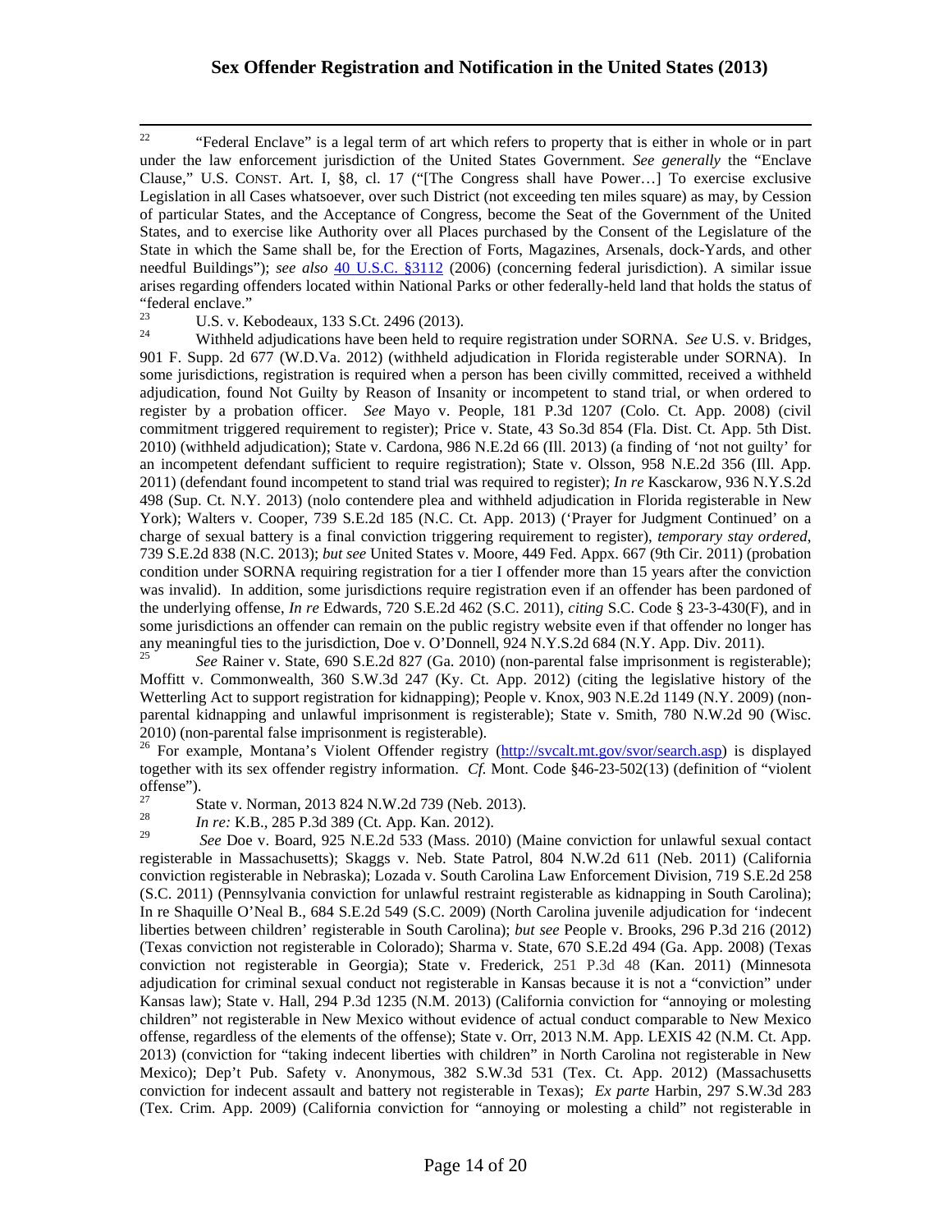[22] "Federal Enclave" is a legal term of art which refers to property that is either in whole or in part under the law enforcement jurisdiction of the United States Government. *See generally* the "Enclave Clause," U.S. CONST. Art. I, §8, cl. 17 ("[The Congress shall have Power…] To exercise exclusive Legislation in all Cases whatsoever, over such District (not exceeding ten miles square) as may, by Cession of particular States, and the Acceptance of Congress, become the Seat of the Government of the United States, and to exercise like Authority over all Places purchased by the Consent of the Legislature of the State in which the Same shall be, for the Erection of Forts, Magazines, Arsenals, dock-Yards, and other needful Buildings"); *see also* [40 U.S.C. §3112](40 U.S.C. §3112) (2006) (concerning federal jurisdiction). A similar issue arises regarding offenders located within National Parks or other federally-held land that holds the status of "federal enclave."

[23] U.S. v. Kebodeaux, 133 S.Ct. 2496 (2013).

[24] Withheld adjudications have been held to require registration under SORNA. *See* U.S. v. Bridges, 901 F. Supp. 2d 677 (W.D.Va. 2012) (withheld adjudication in Florida registerable under SORNA). In some jurisdictions, registration is required when a person has been civilly committed, received a withheld adjudication, found Not Guilty by Reason of Insanity or incompetent to stand trial, or when ordered to register by a probation officer. *See* Mayo v. People, 181 P.3d 1207 (Colo. Ct. App. 2008) (civil commitment triggered requirement to register); Price v. State, 43 So.3d 854 (Fla. Dist. Ct. App. 5th Dist. 2010) (withheld adjudication); State v. Cardona, 986 N.E.2d 66 (Ill. 2013) (a finding of 'not not guilty' for an incompetent defendant sufficient to require registration); State v. Olsson, 958 N.E.2d 356 (Ill. App. 2011) (defendant found incompetent to stand trial was required to register); *In re* Kasckarow, 936 N.Y.S.2d 498 (Sup. Ct. N.Y. 2013) (nolo contendere plea and withheld adjudication in Florida registerable in New York); Walters v. Cooper, 739 S.E.2d 185 (N.C. Ct. App. 2013) ('Prayer for Judgment Continued' on a charge of sexual battery is a final conviction triggering requirement to register), *temporary stay ordered*, 739 S.E.2d 838 (N.C. 2013); *but see* United States v. Moore, 449 Fed. Appx. 667 (9th Cir. 2011) (probation condition under SORNA requiring registration for a tier I offender more than 15 years after the conviction was invalid). In addition, some jurisdictions require registration even if an offender has been pardoned of the underlying offense, *In re* Edwards, 720 S.E.2d 462 (S.C. 2011), *citing* S.C. Code § 23-3-430(F), and in some jurisdictions an offender can remain on the public registry website even if that offender no longer has any meaningful ties to the jurisdiction, Doe v. O'Donnell, 924 N.Y.S.2d 684 (N.Y. App. Div. 2011).

[25] *See* Rainer v. State, 690 S.E.2d 827 (Ga. 2010) (non-parental false imprisonment is registerable); Moffitt v. Commonwealth, 360 S.W.3d 247 (Ky. Ct. App. 2012) (citing the legislative history of the Wetterling Act to support registration for kidnapping); People v. Knox, 903 N.E.2d 1149 (N.Y. 2009) (non-parental kidnapping and unlawful imprisonment is registerable); State v. Smith, 780 N.W.2d 90 (Wisc. 2010) (non-parental false imprisonment is registerable).

[26] For example, Montana's Violent Offender registry (http://svcalt.mt.gov/svor/search.asp) is displayed together with its sex offender registry information. *Cf.* Mont. Code §46-23-502(13) (definition of "violent offense").

[27] State v. Norman, 2013 824 N.W.2d 739 (Neb. 2013).

[28] *In re:* K.B., 285 P.3d 389 (Ct. App. Kan. 2012).

[29] *See* Doe v. Board, 925 N.E.2d 533 (Mass. 2010) (Maine conviction for unlawful sexual contact registerable in Massachusetts); Skaggs v. Neb. State Patrol, 804 N.W.2d 611 (Neb. 2011) (California conviction registerable in Nebraska); Lozada v. South Carolina Law Enforcement Division, 719 S.E.2d 258 (S.C. 2011) (Pennsylvania conviction for unlawful restraint registerable as kidnapping in South Carolina); In re Shaquille O'Neal B., 684 S.E.2d 549 (S.C. 2009) (North Carolina juvenile adjudication for 'indecent liberties between children' registerable in South Carolina); *but see* People v. Brooks, 296 P.3d 216 (2012) (Texas conviction not registerable in Colorado); Sharma v. State, 670 S.E.2d 494 (Ga. App. 2008) (Texas conviction not registerable in Georgia); State v. Frederick, 251 P.3d 48 (Kan. 2011) (Minnesota adjudication for criminal sexual conduct not registerable in Kansas because it is not a "conviction" under Kansas law); State v. Hall, 294 P.3d 1235 (N.M. 2013) (California conviction for "annoying or molesting children" not registerable in New Mexico without evidence of actual conduct comparable to New Mexico offense, regardless of the elements of the offense); State v. Orr, 2013 N.M. App. LEXIS 42 (N.M. Ct. App. 2013) (conviction for "taking indecent liberties with children" in North Carolina not registerable in New Mexico); Dep't Pub. Safety v. Anonymous, 382 S.W.3d 531 (Tex. Ct. App. 2012) (Massachusetts conviction for indecent assault and battery not registerable in Texas); *Ex parte* Harbin, 297 S.W.3d 283 (Tex. Crim. App. 2009) (California conviction for "annoying or molesting a child" not registerable in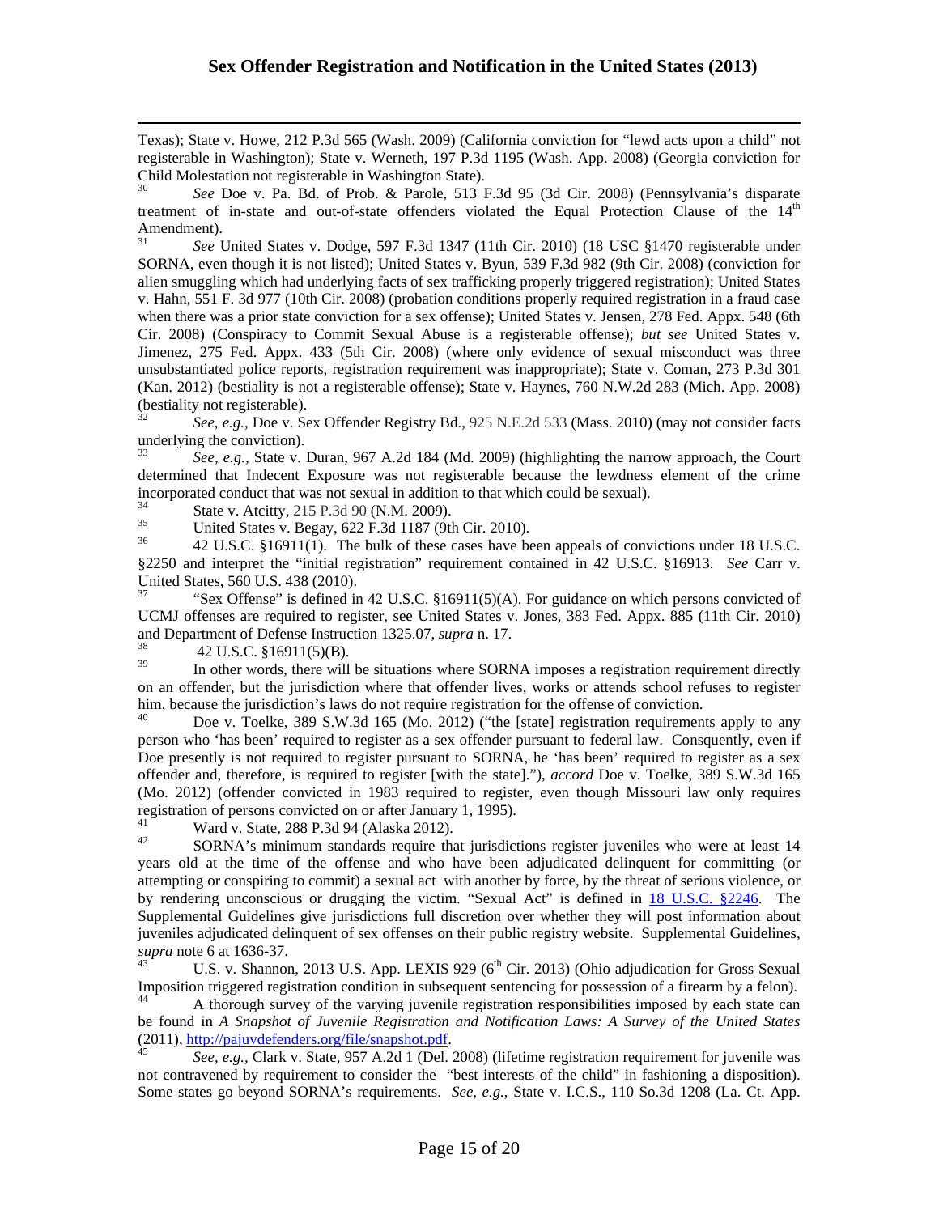Texas); State v. Howe, 212 P.3d 565 (Wash. 2009) (California conviction for "lewd acts upon a child" not registerable in Washington); State v. Werneth, 197 P.3d 1195 (Wash. App. 2008) (Georgia conviction for Child Molestation not registerable in Washington State).

[30] *See* Doe v. Pa. Bd. of Prob. & Parole, 513 F.3d 95 (3d Cir. 2008) (Pennsylvania's disparate treatment of in-state and out-of-state offenders violated the Equal Protection Clause of the 14th Amendment).

[31] *See* United States v. Dodge, 597 F.3d 1347 (11th Cir. 2010) (18 USC §1470 registerable under SORNA, even though it is not listed); United States v. Byun, 539 F.3d 982 (9th Cir. 2008) (conviction for alien smuggling which had underlying facts of sex trafficking properly triggered registration); United States v. Hahn, 551 F. 3d 977 (10th Cir. 2008) (probation conditions properly required registration in a fraud case when there was a prior state conviction for a sex offense); United States v. Jensen, 278 Fed. Appx. 548 (6th Cir. 2008) (Conspiracy to Commit Sexual Abuse is a registerable offense); *but see* United States v. Jimenez, 275 Fed. Appx. 433 (5th Cir. 2008) (where only evidence of sexual misconduct was three unsubstantiated police reports, registration requirement was inappropriate); State v. Coman, 273 P.3d 301 (Kan. 2012) (bestiality is not a registerable offense); State v. Haynes, 760 N.W.2d 283 (Mich. App. 2008) (bestiality not registerable).

[32] *See, e.g.*, Doe v. Sex Offender Registry Bd., 925 N.E.2d 533 (Mass. 2010) (may not consider facts underlying the conviction).

[33] *See, e.g.*, State v. Duran, 967 A.2d 184 (Md. 2009) (highlighting the narrow approach, the Court determined that Indecent Exposure was not registerable because the lewdness element of the crime incorporated conduct that was not sexual in addition to that which could be sexual).

[34] State v. Atcitty, 215 P.3d 90 (N.M. 2009).

[35] United States v. Begay, 622 F.3d 1187 (9th Cir. 2010).

[36] 42 U.S.C. §16911(1). The bulk of these cases have been appeals of convictions under 18 U.S.C. §2250 and interpret the "initial registration" requirement contained in 42 U.S.C. §16913. *See* Carr v. United States, 560 U.S. 438 (2010).

[37] "Sex Offense" is defined in 42 U.S.C. §16911(5)(A). For guidance on which persons convicted of UCMJ offenses are required to register, see United States v. Jones, 383 Fed. Appx. 885 (11th Cir. 2010) and Department of Defense Instruction 1325.07, *supra* n. 17.

[38] 42 U.S.C. §16911(5)(B).

[39] In other words, there will be situations where SORNA imposes a registration requirement directly on an offender, but the jurisdiction where that offender lives, works or attends school refuses to register him, because the jurisdiction's laws do not require registration for the offense of conviction.

[40] Doe v. Toelke, 389 S.W.3d 165 (Mo. 2012) ("the [state] registration requirements apply to any person who 'has been' required to register as a sex offender pursuant to federal law. Consequently, even if Doe presently is not required to register pursuant to SORNA, he 'has been' required to register as a sex offender and, therefore, is required to register [with the state]."), *accord* Doe v. Toelke, 389 S.W.3d 165 (Mo. 2012) (offender convicted in 1983 required to register, even though Missouri law only requires registration of persons convicted on or after January 1, 1995).

[41] Ward v. State, 288 P.3d 94 (Alaska 2012).

[42] SORNA's minimum standards require that jurisdictions register juveniles who were at least 14 years old at the time of the offense and who have been adjudicated delinquent for committing (or attempting or conspiring to commit) a sexual act with another by force, by the threat of serious violence, or by rendering unconscious or drugging the victim. "Sexual Act" is defined in 18 U.S.C. §2246. The Supplemental Guidelines give jurisdictions full discretion over whether they will post information about juveniles adjudicated delinquent of sex offenses on their public registry website. Supplemental Guidelines, *supra* note 6 at 1636-37.

[43] U.S. v. Shannon, 2013 U.S. App. LEXIS 929 (6th Cir. 2013) (Ohio adjudication for Gross Sexual Imposition triggered registration condition in subsequent sentencing for possession of a firearm by a felon).

[44] A thorough survey of the varying juvenile registration responsibilities imposed by each state can be found in *A Snapshot of Juvenile Registration and Notification Laws: A Survey of the United States* (2011), http://pajuvdefenders.org/file/snapshot.pdf.

[45] *See, e.g.*, Clark v. State, 957 A.2d 1 (Del. 2008) (lifetime registration requirement for juvenile was not contravened by requirement to consider the "best interests of the child" in fashioning a disposition). Some states go beyond SORNA's requirements. *See, e.g.*, State v. I.C.S., 110 So.3d 1208 (La. Ct. App.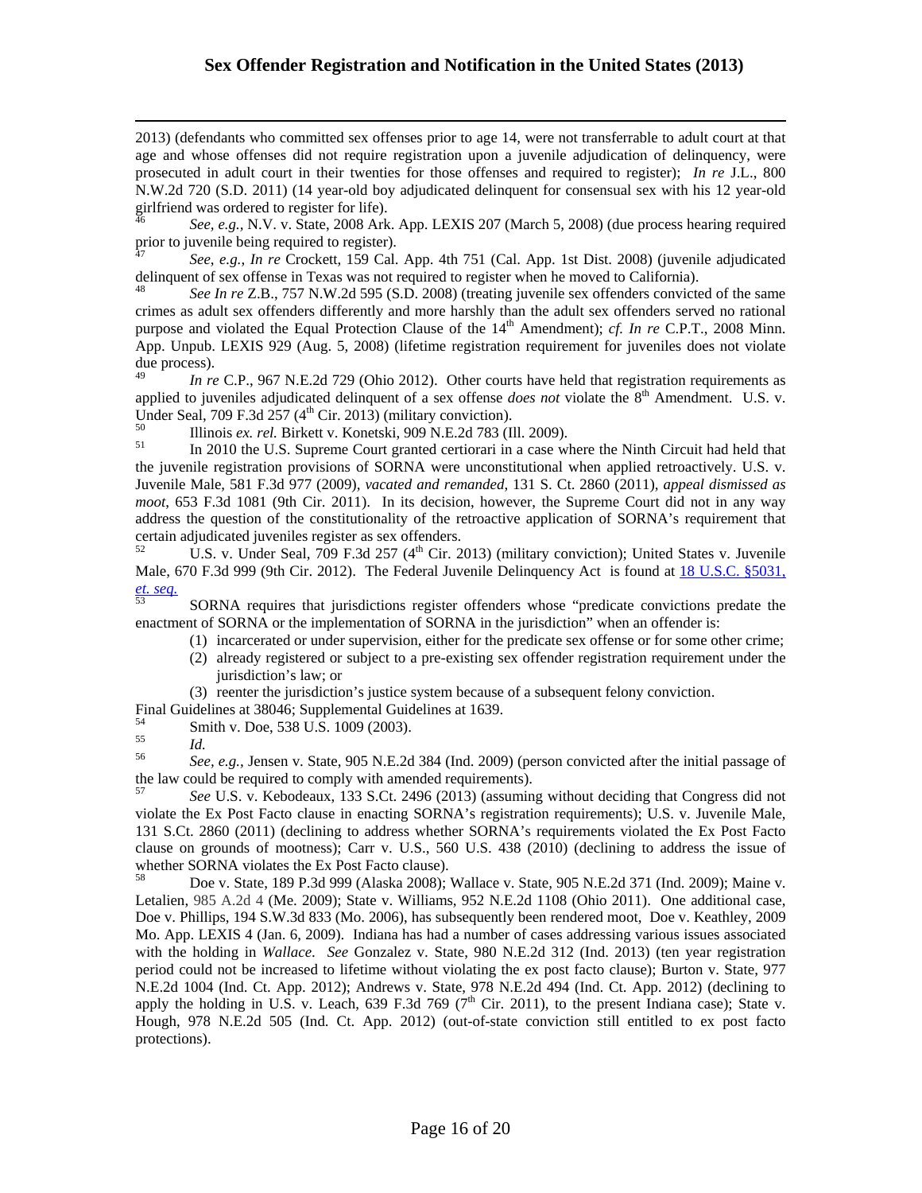2013) (defendants who committed sex offenses prior to age 14, were not transferrable to adult court at that age and whose offenses did not require registration upon a juvenile adjudication of delinquency, were prosecuted in adult court in their twenties for those offenses and required to register); *In re* J.L., 800 N.W.2d 720 (S.D. 2011) (14 year-old boy adjudicated delinquent for consensual sex with his 12 year-old girlfriend was ordered to register for life).

[46] *See, e.g.*, N.V. v. State, 2008 Ark. App. LEXIS 207 (March 5, 2008) (due process hearing required prior to juvenile being required to register).

[47] *See, e.g.*, *In re* Crockett, 159 Cal. App. 4th 751 (Cal. App. 1st Dist. 2008) (juvenile adjudicated delinquent of sex offense in Texas was not required to register when he moved to California).

[48] *See In re* Z.B., 757 N.W.2d 595 (S.D. 2008) (treating juvenile sex offenders convicted of the same crimes as adult sex offenders differently and more harshly than the adult sex offenders served no rational purpose and violated the Equal Protection Clause of the 14th Amendment); *cf. In re* C.P.T., 2008 Minn. App. Unpub. LEXIS 929 (Aug. 5, 2008) (lifetime registration requirement for juveniles does not violate due process).

[49] *In re* C.P., 967 N.E.2d 729 (Ohio 2012). Other courts have held that registration requirements as applied to juveniles adjudicated delinquent of a sex offense *does not* violate the 8th Amendment. U.S. v. Under Seal, 709 F.3d 257 (4th Cir. 2013) (military conviction).

[50] Illinois *ex. rel.* Birkett v. Konetski, 909 N.E.2d 783 (Ill. 2009).

[51] In 2010 the U.S. Supreme Court granted certiorari in a case where the Ninth Circuit had held that the juvenile registration provisions of SORNA were unconstitutional when applied retroactively. U.S. v. Juvenile Male, 581 F.3d 977 (2009), *vacated and remanded*, 131 S. Ct. 2860 (2011), *appeal dismissed as moot*, 653 F.3d 1081 (9th Cir. 2011). In its decision, however, the Supreme Court did not in any way address the question of the constitutionality of the retroactive application of SORNA's requirement that certain adjudicated juveniles register as sex offenders.

[52] U.S. v. Under Seal, 709 F.3d 257 (4th Cir. 2013) (military conviction); United States v. Juvenile Male, 670 F.3d 999 (9th Cir. 2012). The Federal Juvenile Delinquency Act is found at 18 U.S.C. §5031, *et. seq.*

[53] SORNA requires that jurisdictions register offenders whose "predicate convictions predate the enactment of SORNA or the implementation of SORNA in the jurisdiction" when an offender is:

1. incarcerated or under supervision, either for the predicate sex offense or for some other crime;
2. already registered or subject to a pre-existing sex offender registration requirement under the jurisdiction's law; or
3. reenter the jurisdiction's justice system because of a subsequent felony conviction.

Final Guidelines at 38046; Supplemental Guidelines at 1639.

[54] Smith v. Doe, 538 U.S. 1009 (2003).

[55] *Id.*

[56] *See, e.g.*, Jensen v. State, 905 N.E.2d 384 (Ind. 2009) (person convicted after the initial passage of the law could be required to comply with amended requirements).

[57] *See* U.S. v. Kebodeaux, 133 S.Ct. 2496 (2013) (assuming without deciding that Congress did not violate the Ex Post Facto clause in enacting SORNA's registration requirements); U.S. v. Juvenile Male, 131 S.Ct. 2860 (2011) (declining to address whether SORNA's requirements violated the Ex Post Facto clause on grounds of mootness); Carr v. U.S., 560 U.S. 438 (2010) (declining to address the issue of whether SORNA violates the Ex Post Facto clause).

[58] Doe v. State, 189 P.3d 999 (Alaska 2008); Wallace v. State, 905 N.E.2d 371 (Ind. 2009); Maine v. Letalien, 985 A.2d 4 (Me. 2009); State v. Williams, 952 N.E.2d 1108 (Ohio 2011). One additional case, Doe v. Phillips, 194 S.W.3d 833 (Mo. 2006), has subsequently been rendered moot, Doe v. Keathley, 2009 Mo. App. LEXIS 4 (Jan. 6, 2009). Indiana has had a number of cases addressing various issues associated with the holding in *Wallace*. *See* Gonzalez v. State, 980 N.E.2d 312 (Ind. 2013) (ten year registration period could not be increased to lifetime without violating the ex post facto clause); Burton v. State, 977 N.E.2d 1004 (Ind. Ct. App. 2012); Andrews v. State, 978 N.E.2d 494 (Ind. Ct. App. 2012) (declining to apply the holding in U.S. v. Leach, 639 F.3d 769 (7th Cir. 2011), to the present Indiana case); State v. Hough, 978 N.E.2d 505 (Ind. Ct. App. 2012) (out-of-state conviction still entitled to ex post facto protections).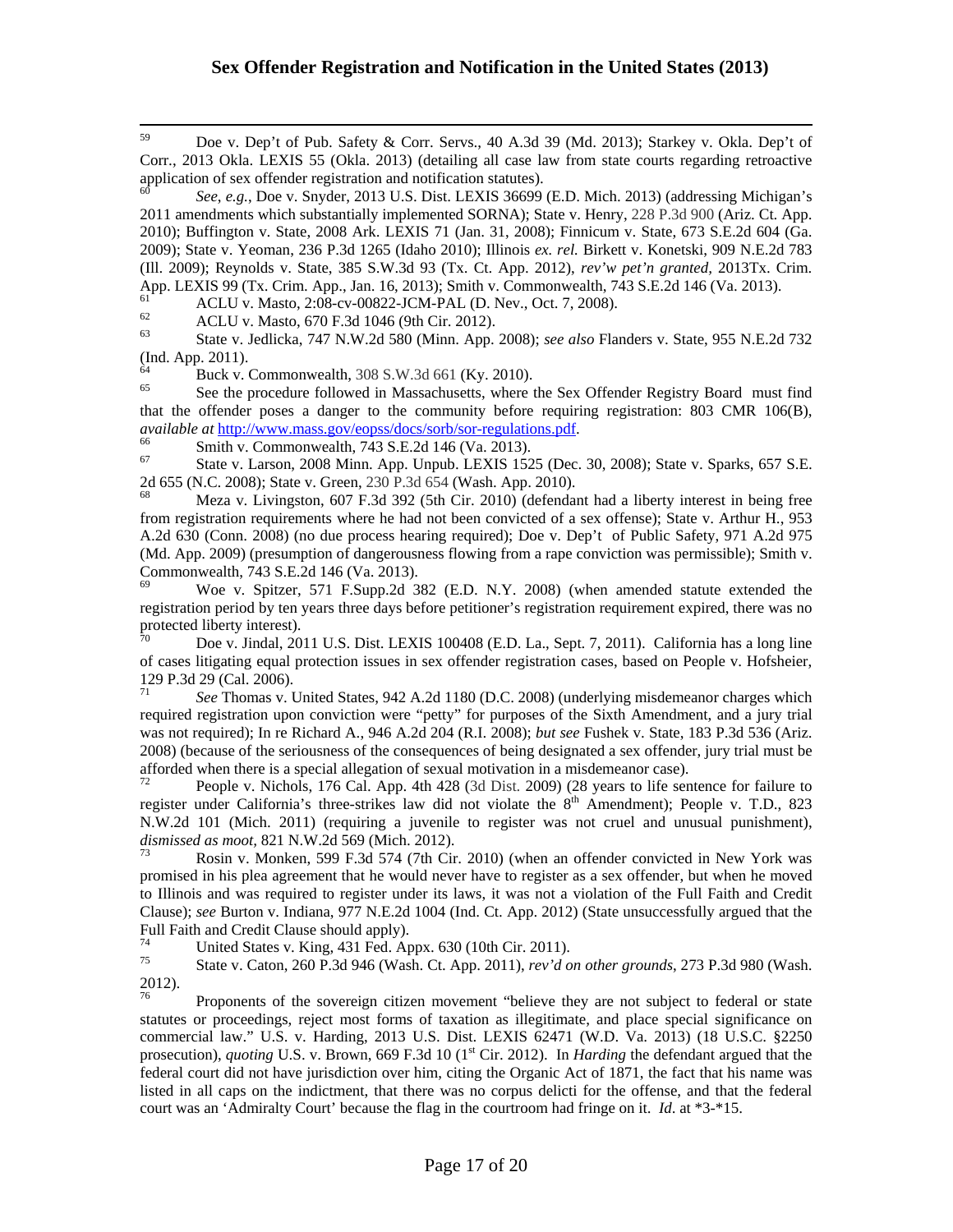[59] Doe v. Dep't of Pub. Safety & Corr. Servs., 40 A.3d 39 (Md. 2013); Starkey v. Okla. Dep't of Corr., 2013 Okla. LEXIS 55 (Okla. 2013) (detailing all case law from state courts regarding retroactive application of sex offender registration and notification statutes).

[60] *See, e.g.,* Doe v. Snyder, 2013 U.S. Dist. LEXIS 36699 (E.D. Mich. 2013) (addressing Michigan's 2011 amendments which substantially implemented SORNA); State v. Henry, 228 P.3d 900 (Ariz. Ct. App. 2010); Buffington v. State, 2008 Ark. LEXIS 71 (Jan. 31, 2008); Finnicum v. State, 673 S.E.2d 604 (Ga. 2009); State v. Yeoman, 236 P.3d 1265 (Idaho 2010); Illinois *ex. rel.* Birkett v. Konetski, 909 N.E.2d 783 (Ill. 2009); Reynolds v. State, 385 S.W.3d 93 (Tx. Ct. App. 2012), *rev'w pet'n granted,* 2013Tx. Crim. App. LEXIS 99 (Tx. Crim. App., Jan. 16, 2013); Smith v. Commonwealth, 743 S.E.2d 146 (Va. 2013).

[61] ACLU v. Masto, 2:08-cv-00822-JCM-PAL (D. Nev., Oct. 7, 2008).

[62] ACLU v. Masto, 670 F.3d 1046 (9th Cir. 2012).

[63] State v. Jedlicka, 747 N.W.2d 580 (Minn. App. 2008); *see also* Flanders v. State, 955 N.E.2d 732 (Ind. App. 2011).

[64] Buck v. Commonwealth, 308 S.W.3d 661 (Ky. 2010).

[65] See the procedure followed in Massachusetts, where the Sex Offender Registry Board must find that the offender poses a danger to the community before requiring registration: 803 CMR 106(B), *available at* http://www.mass.gov/eopss/docs/sorb/sor-regulations.pdf.

[66] Smith v. Commonwealth, 743 S.E.2d 146 (Va. 2013).

[67] State v. Larson, 2008 Minn. App. Unpub. LEXIS 1525 (Dec. 30, 2008); State v. Sparks, 657 S.E. 2d 655 (N.C. 2008); State v. Green, 230 P.3d 654 (Wash. App. 2010).

[68] Meza v. Livingston, 607 F.3d 392 (5th Cir. 2010) (defendant had a liberty interest in being free from registration requirements where he had not been convicted of a sex offense); State v. Arthur H., 953 A.2d 630 (Conn. 2008) (no due process hearing required); Doe v. Dep't of Public Safety, 971 A.2d 975 (Md. App. 2009) (presumption of dangerousness flowing from a rape conviction was permissible); Smith v. Commonwealth, 743 S.E.2d 146 (Va. 2013).

[69] Woe v. Spitzer, 571 F.Supp.2d 382 (E.D. N.Y. 2008) (when amended statute extended the registration period by ten years three days before petitioner's registration requirement expired, there was no protected liberty interest).

[70] Doe v. Jindal, 2011 U.S. Dist. LEXIS 100408 (E.D. La., Sept. 7, 2011). California has a long line of cases litigating equal protection issues in sex offender registration cases, based on People v. Hofsheier, 129 P.3d 29 (Cal. 2006).

[71] *See* Thomas v. United States, 942 A.2d 1180 (D.C. 2008) (underlying misdemeanor charges which required registration upon conviction were "petty" for purposes of the Sixth Amendment, and a jury trial was not required); In re Richard A., 946 A.2d 204 (R.I. 2008); *but see* Fushek v. State, 183 P.3d 536 (Ariz. 2008) (because of the seriousness of the consequences of being designated a sex offender, jury trial must be afforded when there is a special allegation of sexual motivation in a misdemeanor case).

[72] People v. Nichols, 176 Cal. App. 4th 428 (3d Dist. 2009) (28 years to life sentence for failure to register under California's three-strikes law did not violate the 8th Amendment); People v. T.D., 823 N.W.2d 101 (Mich. 2011) (requiring a juvenile to register was not cruel and unusual punishment), *dismissed as moot,* 821 N.W.2d 569 (Mich. 2012).

[73] Rosin v. Monken, 599 F.3d 574 (7th Cir. 2010) (when an offender convicted in New York was promised in his plea agreement that he would never have to register as a sex offender, but when he moved to Illinois and was required to register under its laws, it was not a violation of the Full Faith and Credit Clause); *see* Burton v. Indiana, 977 N.E.2d 1004 (Ind. Ct. App. 2012) (State unsuccessfully argued that the Full Faith and Credit Clause should apply).

[74] United States v. King, 431 Fed. Appx. 630 (10th Cir. 2011).

[75] State v. Caton, 260 P.3d 946 (Wash. Ct. App. 2011), *rev'd on other grounds*, 273 P.3d 980 (Wash. 2012).

[76] Proponents of the sovereign citizen movement "believe they are not subject to federal or state statutes or proceedings, reject most forms of taxation as illegitimate, and place special significance on commercial law." U.S. v. Harding, 2013 U.S. Dist. LEXIS 62471 (W.D. Va. 2013) (18 U.S.C. §2250 prosecution), *quoting* U.S. v. Brown, 669 F.3d 10 (1st Cir. 2012). In *Harding* the defendant argued that the federal court did not have jurisdiction over him, citing the Organic Act of 1871, the fact that his name was listed in all caps on the indictment, that there was no corpus delicti for the offense, and that the federal court was an 'Admiralty Court' because the flag in the courtroom had fringe on it. *Id*. at \*3-\*15.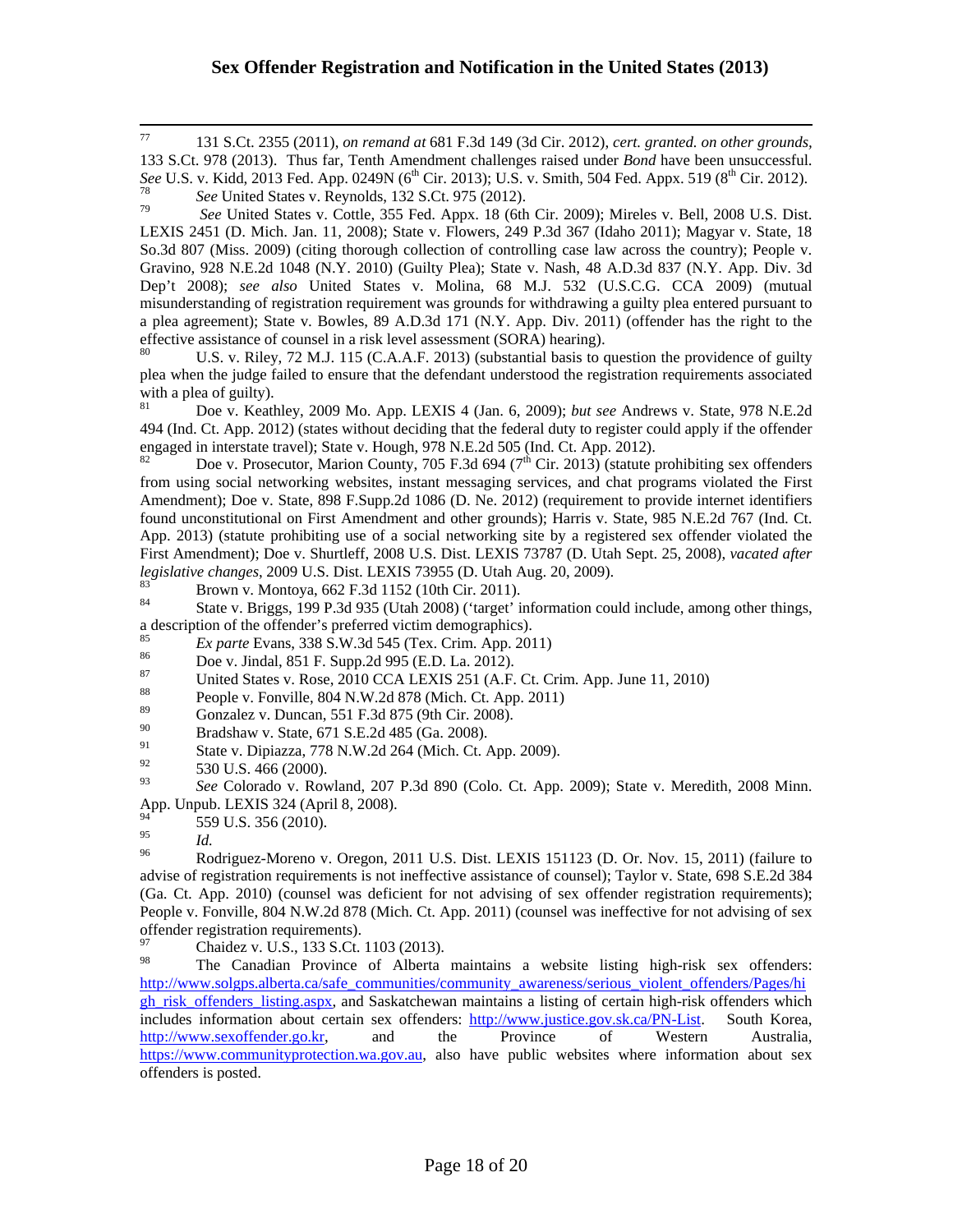[77] 131 S.Ct. 2355 (2011), *on remand at* 681 F.3d 149 (3d Cir. 2012), *cert. granted. on other grounds*, 133 S.Ct. 978 (2013). Thus far, Tenth Amendment challenges raised under *Bond* have been unsuccessful. *See* U.S. v. Kidd, 2013 Fed. App. 0249N (6th Cir. 2013); U.S. v. Smith, 504 Fed. Appx. 519 (8th Cir. 2012).

[78] *See* United States v. Reynolds, 132 S.Ct. 975 (2012).

[79] *See* United States v. Cottle, 355 Fed. Appx. 18 (6th Cir. 2009); Mireles v. Bell, 2008 U.S. Dist. LEXIS 2451 (D. Mich. Jan. 11, 2008); State v. Flowers, 249 P.3d 367 (Idaho 2011); Magyar v. State, 18 So.3d 807 (Miss. 2009) (citing thorough collection of controlling case law across the country); People v. Gravino, 928 N.E.2d 1048 (N.Y. 2010) (Guilty Plea); State v. Nash, 48 A.D.3d 837 (N.Y. App. Div. 3d Dep't 2008); *see also* United States v. Molina, 68 M.J. 532 (U.S.C.G. CCA 2009) (mutual misunderstanding of registration requirement was grounds for withdrawing a guilty plea entered pursuant to a plea agreement); State v. Bowles, 89 A.D.3d 171 (N.Y. App. Div. 2011) (offender has the right to the effective assistance of counsel in a risk level assessment (SORA) hearing).

[80] U.S. v. Riley, 72 M.J. 115 (C.A.A.F. 2013) (substantial basis to question the providence of guilty plea when the judge failed to ensure that the defendant understood the registration requirements associated with a plea of guilty).

[81] Doe v. Keathley, 2009 Mo. App. LEXIS 4 (Jan. 6, 2009); *but see* Andrews v. State, 978 N.E.2d 494 (Ind. Ct. App. 2012) (states without deciding that the federal duty to register could apply if the offender engaged in interstate travel); State v. Hough, 978 N.E.2d 505 (Ind. Ct. App. 2012).

[82] Doe v. Prosecutor, Marion County, 705 F.3d 694 (7th Cir. 2013) (statute prohibiting sex offenders from using social networking websites, instant messaging services, and chat programs violated the First Amendment); Doe v. State, 898 F.Supp.2d 1086 (D. Ne. 2012) (requirement to provide internet identifiers found unconstitutional on First Amendment and other grounds); Harris v. State, 985 N.E.2d 767 (Ind. Ct. App. 2013) (statute prohibiting use of a social networking site by a registered sex offender violated the First Amendment); Doe v. Shurtleff, 2008 U.S. Dist. LEXIS 73787 (D. Utah Sept. 25, 2008), *vacated after legislative changes*, 2009 U.S. Dist. LEXIS 73955 (D. Utah Aug. 20, 2009).

[83] Brown v. Montoya, 662 F.3d 1152 (10th Cir. 2011).

[84] State v. Briggs, 199 P.3d 935 (Utah 2008) ('target' information could include, among other things, a description of the offender's preferred victim demographics).

[85] *Ex parte* Evans, 338 S.W.3d 545 (Tex. Crim. App. 2011)

[86] Doe v. Jindal, 851 F. Supp.2d 995 (E.D. La. 2012).

[87] United States v. Rose, 2010 CCA LEXIS 251 (A.F. Ct. Crim. App. June 11, 2010)

[88] People v. Fonville, 804 N.W.2d 878 (Mich. Ct. App. 2011)

[89] Gonzalez v. Duncan, 551 F.3d 875 (9th Cir. 2008).

[90] Bradshaw v. State, 671 S.E.2d 485 (Ga. 2008).

[91] State v. Dipiazza, 778 N.W.2d 264 (Mich. Ct. App. 2009).

[92] 530 U.S. 466 (2000).

[93] *See* Colorado v. Rowland, 207 P.3d 890 (Colo. Ct. App. 2009); State v. Meredith, 2008 Minn. App. Unpub. LEXIS 324 (April 8, 2008).

[94] 559 U.S. 356 (2010).

[95] *Id.*

[96] Rodriguez-Moreno v. Oregon, 2011 U.S. Dist. LEXIS 151123 (D. Or. Nov. 15, 2011) (failure to advise of registration requirements is not ineffective assistance of counsel); Taylor v. State, 698 S.E.2d 384 (Ga. Ct. App. 2010) (counsel was deficient for not advising of sex offender registration requirements); People v. Fonville, 804 N.W.2d 878 (Mich. Ct. App. 2011) (counsel was ineffective for not advising of sex offender registration requirements).

[97] Chaidez v. U.S., 133 S.Ct. 1103 (2013).

[98] The Canadian Province of Alberta maintains a website listing high-risk sex offenders: http://www.solgps.alberta.ca/safe_communities/community_awareness/serious_violent_offenders/Pages/high_risk_offenders_listing.aspx, and Saskatchewan maintains a listing of certain high-risk offenders which includes information about certain sex offenders: http://www.justice.gov.sk.ca/PN-List. South Korea, http://www.sexoffender.go.kr, and the Province of Western Australia, https://www.communityprotection.wa.gov.au, also have public websites where information about sex offenders is posted.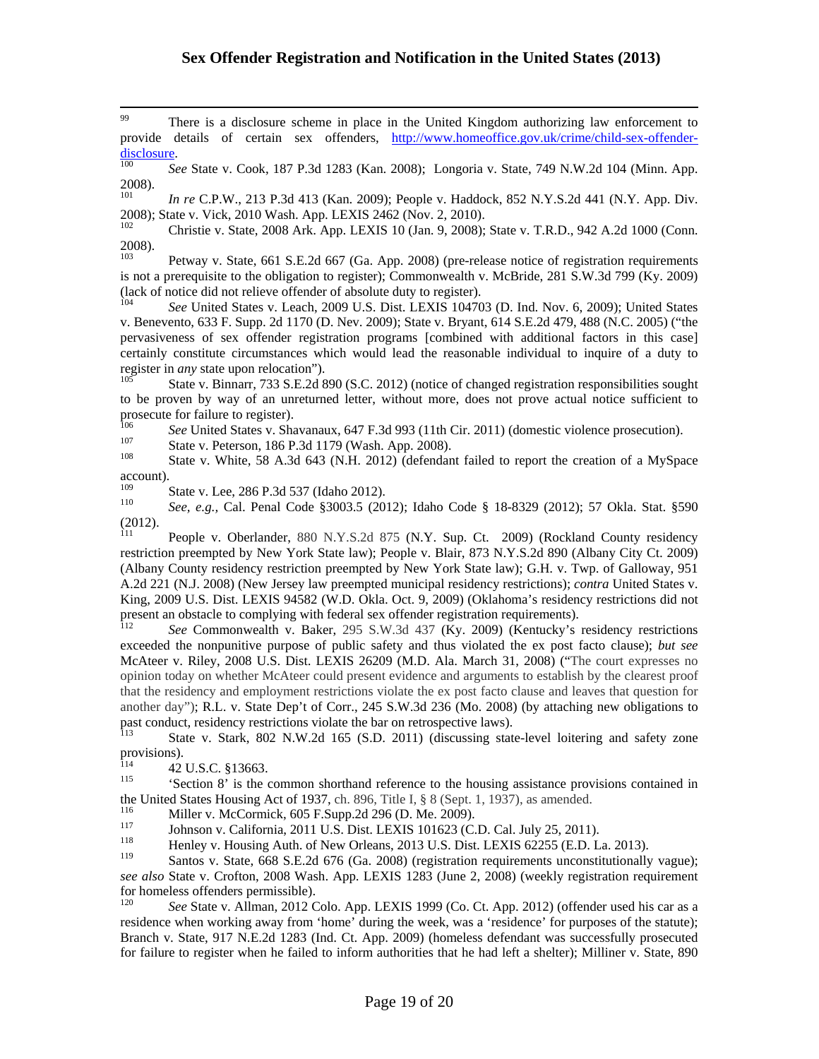[99] There is a disclosure scheme in place in the United Kingdom authorizing law enforcement to provide details of certain sex offenders, http://www.homeoffice.gov.uk/crime/child-sex-offender-disclosure.

[100] *See* State v. Cook, 187 P.3d 1283 (Kan. 2008); Longoria v. State, 749 N.W.2d 104 (Minn. App. 2008).

[101] *In re* C.P.W., 213 P.3d 413 (Kan. 2009); People v. Haddock, 852 N.Y.S.2d 441 (N.Y. App. Div. 2008); State v. Vick, 2010 Wash. App. LEXIS 2462 (Nov. 2, 2010).

[102] Christie v. State, 2008 Ark. App. LEXIS 10 (Jan. 9, 2008); State v. T.R.D., 942 A.2d 1000 (Conn. 2008).

[103] Petway v. State, 661 S.E.2d 667 (Ga. App. 2008) (pre-release notice of registration requirements is not a prerequisite to the obligation to register); Commonwealth v. McBride, 281 S.W.3d 799 (Ky. 2009) (lack of notice did not relieve offender of absolute duty to register).

[104] *See* United States v. Leach, 2009 U.S. Dist. LEXIS 104703 (D. Ind. Nov. 6, 2009); United States v. Benevento, 633 F. Supp. 2d 1170 (D. Nev. 2009); State v. Bryant, 614 S.E.2d 479, 488 (N.C. 2005) ("the pervasiveness of sex offender registration programs [combined with additional factors in this case] certainly constitute circumstances which would lead the reasonable individual to inquire of a duty to register in *any* state upon relocation").

[105] State v. Binnarr, 733 S.E.2d 890 (S.C. 2012) (notice of changed registration responsibilities sought to be proven by way of an unreturned letter, without more, does not prove actual notice sufficient to prosecute for failure to register).

[106] *See* United States v. Shavanaux, 647 F.3d 993 (11th Cir. 2011) (domestic violence prosecution).

[107] State v. Peterson, 186 P.3d 1179 (Wash. App. 2008).

[108] State v. White, 58 A.3d 643 (N.H. 2012) (defendant failed to report the creation of a MySpace account).

[109] State v. Lee, 286 P.3d 537 (Idaho 2012).

[110] *See, e.g.*, Cal. Penal Code §3003.5 (2012); Idaho Code § 18-8329 (2012); 57 Okla. Stat. §590 (2012).

[111] People v. Oberlander, 880 N.Y.S.2d 875 (N.Y. Sup. Ct. 2009) (Rockland County residency restriction preempted by New York State law); People v. Blair, 873 N.Y.S.2d 890 (Albany City Ct. 2009) (Albany County residency restriction preempted by New York State law); G.H. v. Twp. of Galloway, 951 A.2d 221 (N.J. 2008) (New Jersey law preempted municipal residency restrictions); *contra* United States v. King, 2009 U.S. Dist. LEXIS 94582 (W.D. Okla. Oct. 9, 2009) (Oklahoma's residency restrictions did not present an obstacle to complying with federal sex offender registration requirements).

[112] *See* Commonwealth v. Baker, 295 S.W.3d 437 (Ky. 2009) (Kentucky's residency restrictions exceeded the nonpunitive purpose of public safety and thus violated the ex post facto clause); *but see* McAteer v. Riley, 2008 U.S. Dist. LEXIS 26209 (M.D. Ala. March 31, 2008) ("The court expresses no opinion today on whether McAteer could present evidence and arguments to establish by the clearest proof that the residency and employment restrictions violate the ex post facto clause and leaves that question for another day"); R.L. v. State Dep't of Corr., 245 S.W.3d 236 (Mo. 2008) (by attaching new obligations to past conduct, residency restrictions violate the bar on retrospective laws).

[113] State v. Stark, 802 N.W.2d 165 (S.D. 2011) (discussing state-level loitering and safety zone provisions).

[114] 42 U.S.C. §13663.

[115] 'Section 8' is the common shorthand reference to the housing assistance provisions contained in the United States Housing Act of 1937, ch. 896, Title I, § 8 (Sept. 1, 1937), as amended.

[116] Miller v. McCormick, 605 F.Supp.2d 296 (D. Me. 2009).

[117] Johnson v. California, 2011 U.S. Dist. LEXIS 101623 (C.D. Cal. July 25, 2011).

[118] Henley v. Housing Auth. of New Orleans, 2013 U.S. Dist. LEXIS 62255 (E.D. La. 2013).

[119] Santos v. State, 668 S.E.2d 676 (Ga. 2008) (registration requirements unconstitutionally vague); *see also* State v. Crofton, 2008 Wash. App. LEXIS 1283 (June 2, 2008) (weekly registration requirement for homeless offenders permissible).

[120] *See* State v. Allman, 2012 Colo. App. LEXIS 1999 (Co. Ct. App. 2012) (offender used his car as a residence when working away from 'home' during the week, was a 'residence' for purposes of the statute); Branch v. State, 917 N.E.2d 1283 (Ind. Ct. App. 2009) (homeless defendant was successfully prosecuted for failure to register when he failed to inform authorities that he had left a shelter); Milliner v. State, 890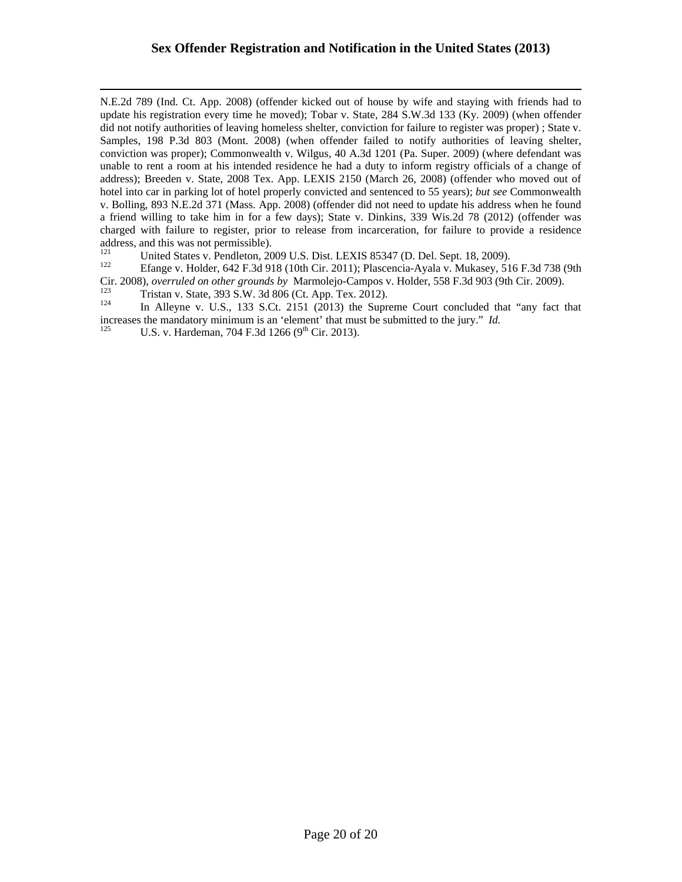N.E.2d 789 (Ind. Ct. App. 2008) (offender kicked out of house by wife and staying with friends had to update his registration every time he moved); Tobar v. State, 284 S.W.3d 133 (Ky. 2009) (when offender did not notify authorities of leaving homeless shelter, conviction for failure to register was proper) ; State v. Samples, 198 P.3d 803 (Mont. 2008) (when offender failed to notify authorities of leaving shelter, conviction was proper); Commonwealth v. Wilgus, 40 A.3d 1201 (Pa. Super. 2009) (where defendant was unable to rent a room at his intended residence he had a duty to inform registry officials of a change of address); Breeden v. State, 2008 Tex. App. LEXIS 2150 (March 26, 2008) (offender who moved out of hotel into car in parking lot of hotel properly convicted and sentenced to 55 years); *but see* Commonwealth v. Bolling, 893 N.E.2d 371 (Mass. App. 2008) (offender did not need to update his address when he found a friend willing to take him in for a few days); State v. Dinkins, 339 Wis.2d 78 (2012) (offender was charged with failure to register, prior to release from incarceration, for failure to provide a residence address, and this was not permissible).

[121] United States v. Pendleton, 2009 U.S. Dist. LEXIS 85347 (D. Del. Sept. 18, 2009).

[122] Efange v. Holder, 642 F.3d 918 (10th Cir. 2011); Plascencia-Ayala v. Mukasey, 516 F.3d 738 (9th Cir. 2008), *overruled on other grounds by* Marmolejo-Campos v. Holder, 558 F.3d 903 (9th Cir. 2009).

[123] Tristan v. State, 393 S.W. 3d 806 (Ct. App. Tex. 2012).

[124] In Alleyne v. U.S., 133 S.Ct. 2151 (2013) the Supreme Court concluded that "any fact that increases the mandatory minimum is an 'element' that must be submitted to the jury." *Id.*

[125] U.S. v. Hardeman, 704 F.3d 1266 (9th Cir. 2013).